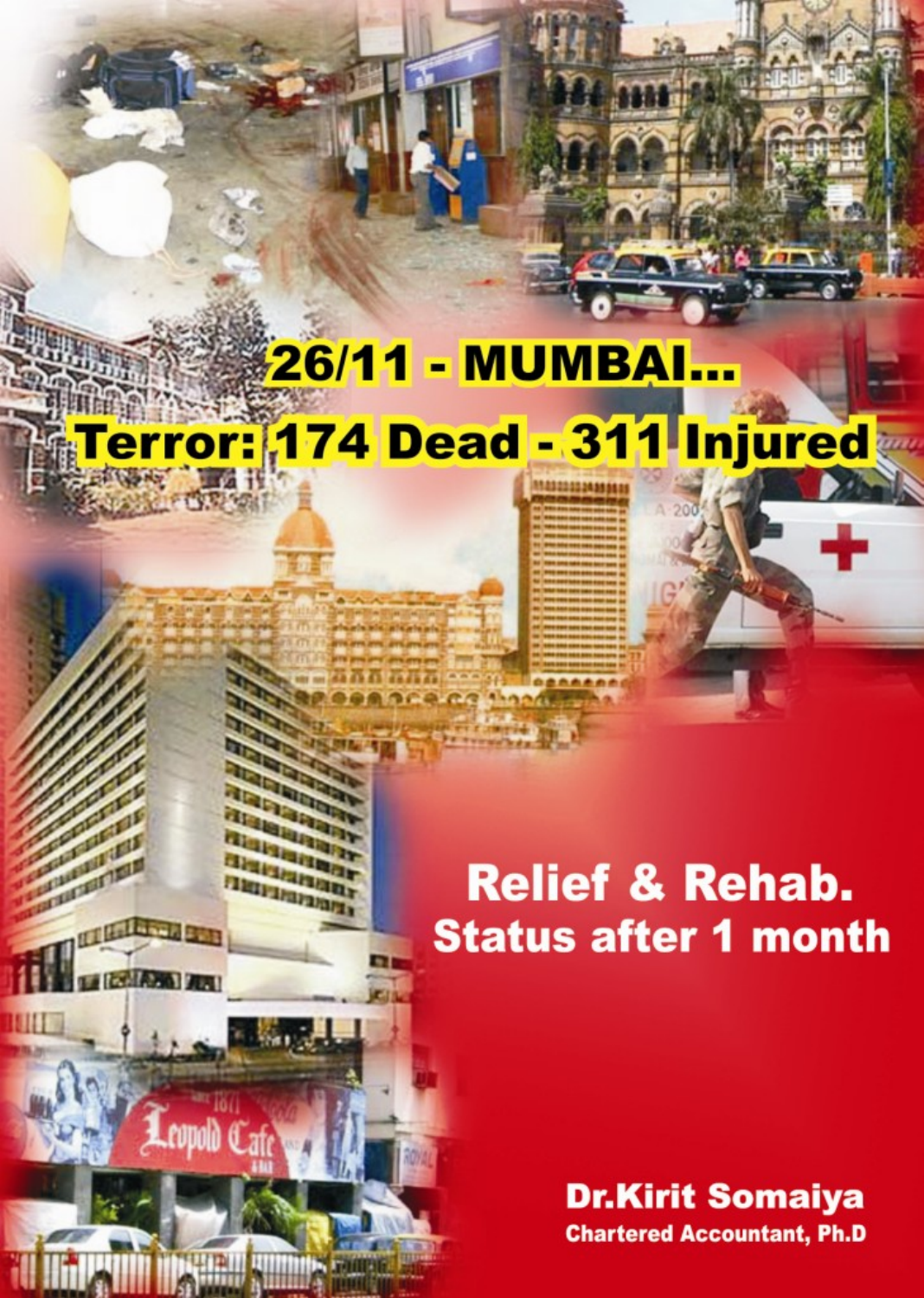# 26/11 - MUMBAI...

# Terror: 174 Dead - 311 Injured

## Relief & Rehab.
## Status after 1 month

**Dr.Kirit Somaiya**
**Chartered Accountant, Ph.D**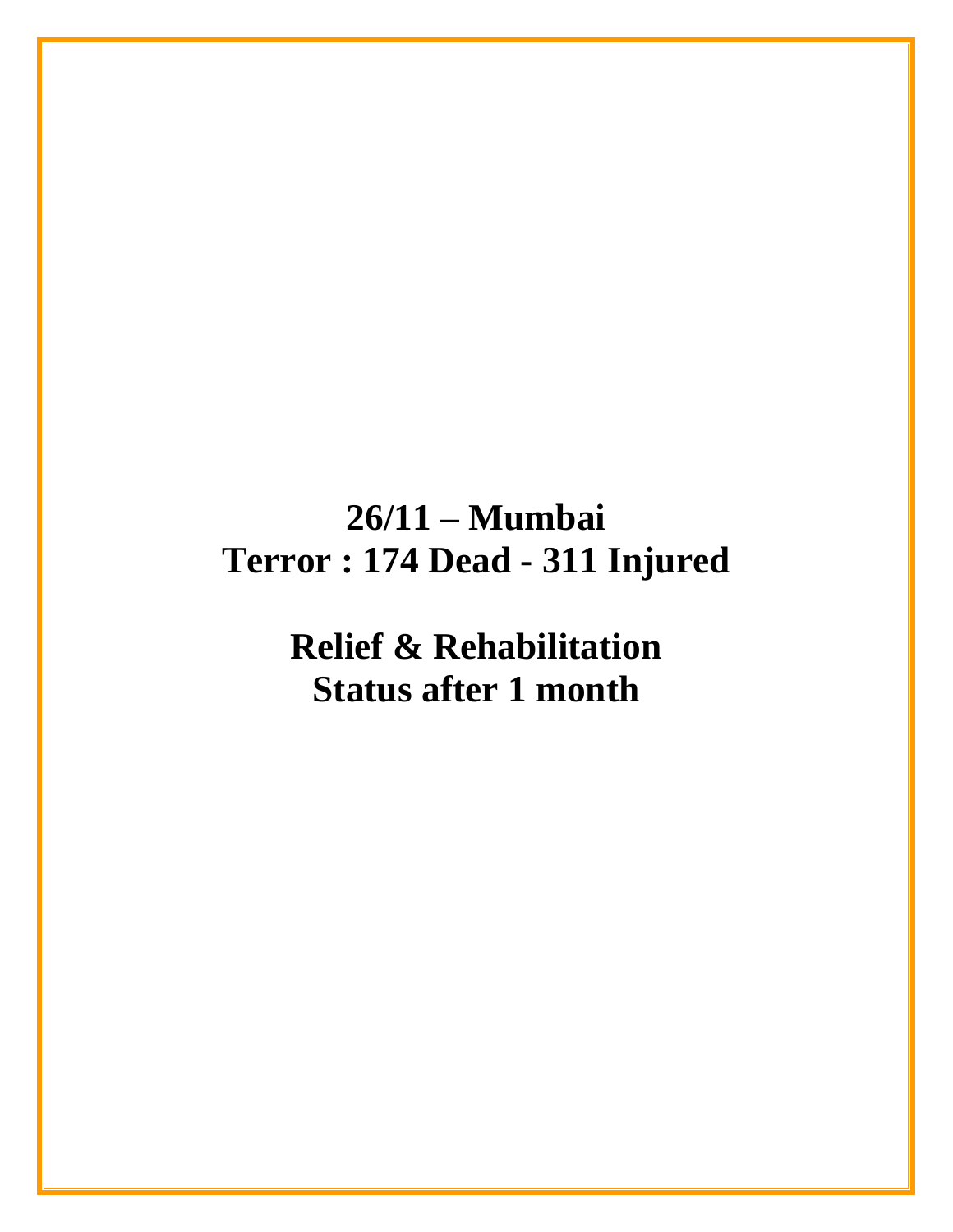# 26/11 – Mumbai
# Terror : 174 Dead - 311 Injured

# Relief & Rehabilitation
# Status after 1 month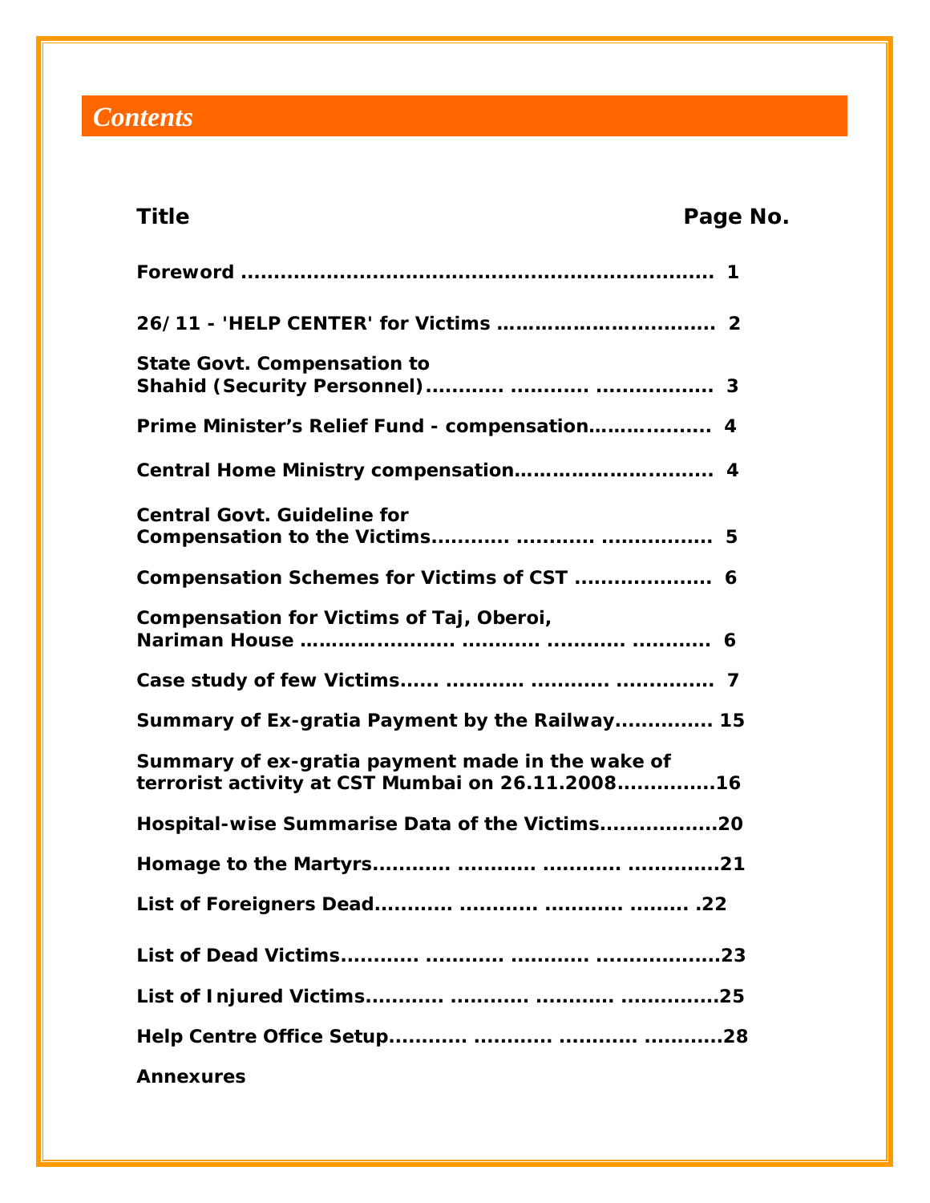# *Contents*

| Title | Page No. |
|---|---|
| Foreword | 1 |
| 26/11 - 'HELP CENTER' for Victims | 2 |
| State Govt. Compensation to Shahid (Security Personnel) | 3 |
| Prime Minister's Relief Fund - compensation | 4 |
| Central Home Ministry compensation | 4 |
| Central Govt. Guideline for Compensation to the Victims | 5 |
| Compensation Schemes for Victims of CST | 6 |
| Compensation for Victims of Taj, Oberoi, Nariman House | 6 |
| Case study of few Victims | 7 |
| Summary of Ex-gratia Payment by the Railway | 15 |
| Summary of ex-gratia payment made in the wake of terrorist activity at CST Mumbai on 26.11.2008 | 16 |
| Hospital-wise Summarise Data of the Victims | 20 |
| Homage to the Martyrs | 21 |
| List of Foreigners Dead | 22 |
| List of Dead Victims | 23 |
| List of Injured Victims | 25 |
| Help Centre Office Setup | 28 |
| Annexures | |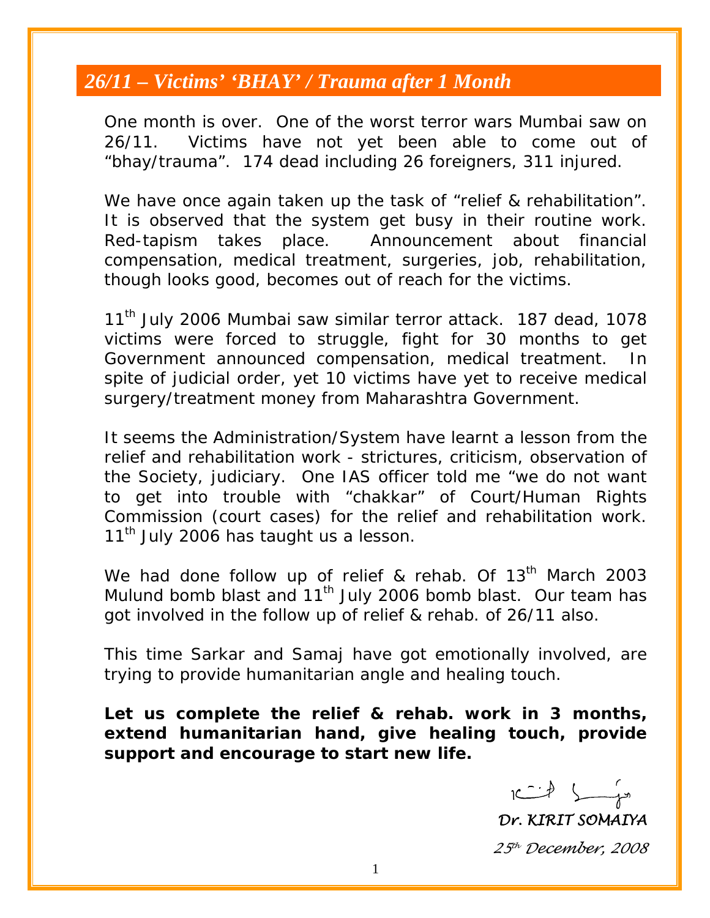## *26/11 – Victims' 'BHAY' / Trauma after 1 Month*

One month is over. One of the worst terror wars Mumbai saw on 26/11. Victims have not yet been able to come out of "bhay/trauma". 174 dead including 26 foreigners, 311 injured.

We have once again taken up the task of "relief & rehabilitation". It is observed that the system get busy in their routine work. Red-tapism takes place. Announcement about financial compensation, medical treatment, surgeries, job, rehabilitation, though looks good, becomes out of reach for the victims.

11th July 2006 Mumbai saw similar terror attack. 187 dead, 1078 victims were forced to struggle, fight for 30 months to get Government announced compensation, medical treatment. In spite of judicial order, yet 10 victims have yet to receive medical surgery/treatment money from Maharashtra Government.

It seems the Administration/System have learnt a lesson from the relief and rehabilitation work - strictures, criticism, observation of the Society, judiciary. One IAS officer told me "we do not want to get into trouble with "chakkar" of Court/Human Rights Commission (court cases) for the relief and rehabilitation work. 11th July 2006 has taught us a lesson.

We had done follow up of relief & rehab. Of 13th March 2003 Mulund bomb blast and 11th July 2006 bomb blast. Our team has got involved in the follow up of relief & rehab. of 26/11 also.

This time Sarkar and Samaj have got emotionally involved, are trying to provide humanitarian angle and healing touch.

**Let us complete the relief & rehab. work in 3 months, extend humanitarian hand, give healing touch, provide support and encourage to start new life.**

*Dr. KIRIT SOMAIYA*

*25th December, 2008*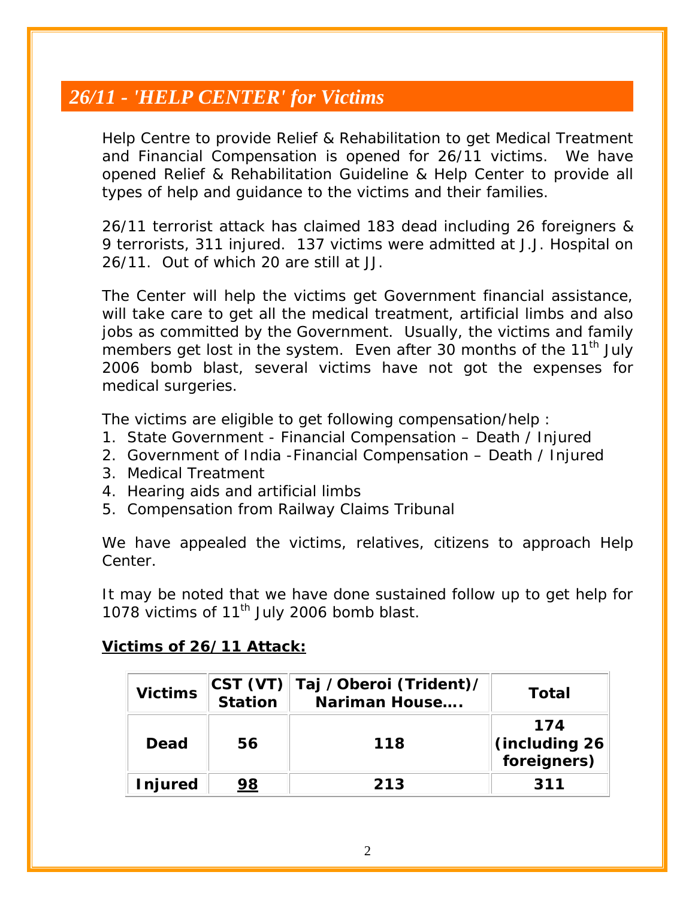## *26/11 - 'HELP CENTER' for Victims*

Help Centre to provide Relief & Rehabilitation to get Medical Treatment and Financial Compensation is opened for 26/11 victims. We have opened Relief & Rehabilitation Guideline & Help Center to provide all types of help and guidance to the victims and their families.

26/11 terrorist attack has claimed 183 dead including 26 foreigners & 9 terrorists, 311 injured. 137 victims were admitted at J.J. Hospital on 26/11. Out of which 20 are still at JJ.

The Center will help the victims get Government financial assistance, will take care to get all the medical treatment, artificial limbs and also jobs as committed by the Government. Usually, the victims and family members get lost in the system. Even after 30 months of the 11th July 2006 bomb blast, several victims have not got the expenses for medical surgeries.

The victims are eligible to get following compensation/help :

1. State Government - Financial Compensation – Death / Injured
2. Government of India -Financial Compensation – Death / Injured
3. Medical Treatment
4. Hearing aids and artificial limbs
5. Compensation from Railway Claims Tribunal

We have appealed the victims, relatives, citizens to approach Help Center.

It may be noted that we have done sustained follow up to get help for 1078 victims of 11th July 2006 bomb blast.

**Victims of 26/11 Attack:**

| Victims | CST (VT) Station | Taj /Oberoi (Trident)/ Nariman House…. | Total |
|---|---|---|---|
| **Dead** | **56** | **118** | **174 (including 26 foreigners)** |
| **Injured** | **98** | **213** | **311** |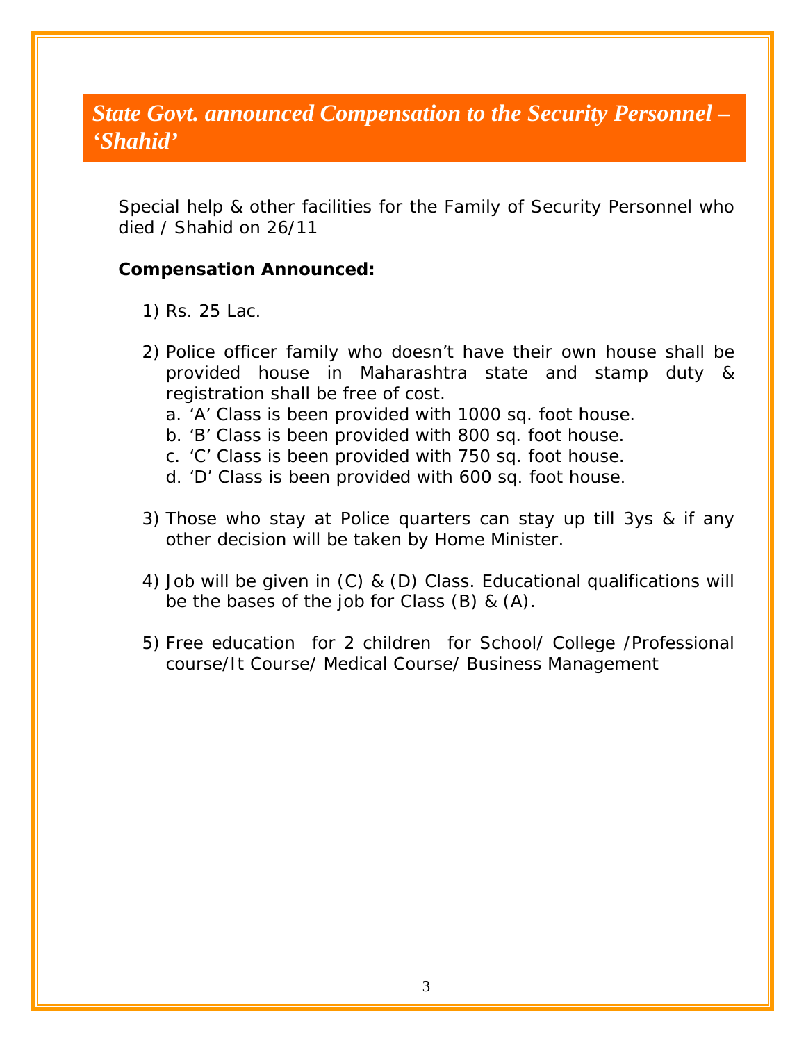# *State Govt. announced Compensation to the Security Personnel – 'Shahid'*

Special help & other facilities for the Family of Security Personnel who died / Shahid on 26/11

**Compensation Announced:**

1) Rs. 25 Lac.

2) Police officer family who doesn't have their own house shall be provided house in Maharashtra state and stamp duty & registration shall be free of cost.
   a. 'A' Class is been provided with 1000 sq. foot house.
   b. 'B' Class is been provided with 800 sq. foot house.
   c. 'C' Class is been provided with 750 sq. foot house.
   d. 'D' Class is been provided with 600 sq. foot house.

3) Those who stay at Police quarters can stay up till 3ys & if any other decision will be taken by Home Minister.

4) Job will be given in (C) & (D) Class. Educational qualifications will be the bases of the job for Class (B) & (A).

5) Free education for 2 children for School/ College /Professional course/It Course/ Medical Course/ Business Management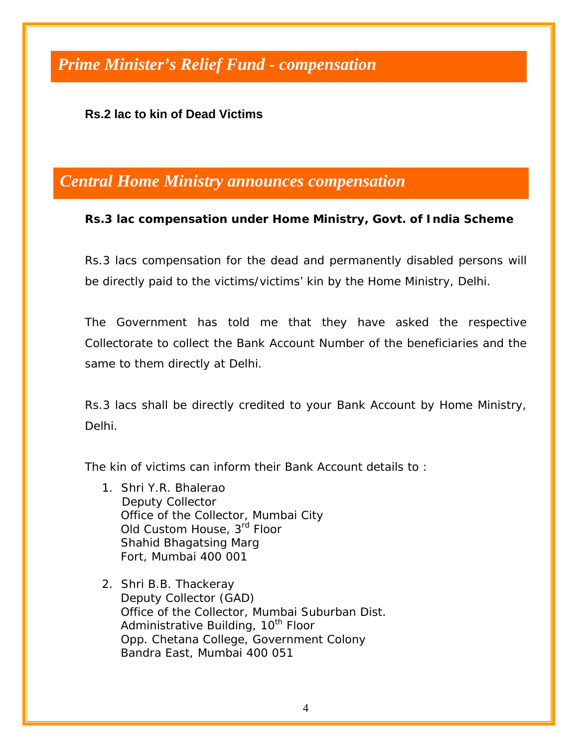## *Prime Minister's Relief Fund - compensation*

**Rs.2 lac to kin of Dead Victims**

## *Central Home Ministry announces compensation*

**Rs.3 lac compensation under Home Ministry, Govt. of India Scheme**

Rs.3 lacs compensation for the dead and permanently disabled persons will be directly paid to the victims/victims' kin by the Home Ministry, Delhi.

The Government has told me that they have asked the respective Collectorate to collect the Bank Account Number of the beneficiaries and the same to them directly at Delhi.

Rs.3 lacs shall be directly credited to your Bank Account by Home Ministry, Delhi.

The kin of victims can inform their Bank Account details to :

1. Shri Y.R. Bhalerao
   Deputy Collector
   Office of the Collector, Mumbai City
   Old Custom House, 3rd Floor
   Shahid Bhagatsing Marg
   Fort, Mumbai 400 001

2. Shri B.B. Thackeray
   Deputy Collector (GAD)
   Office of the Collector, Mumbai Suburban Dist.
   Administrative Building, 10th Floor
   Opp. Chetana College, Government Colony
   Bandra East, Mumbai 400 051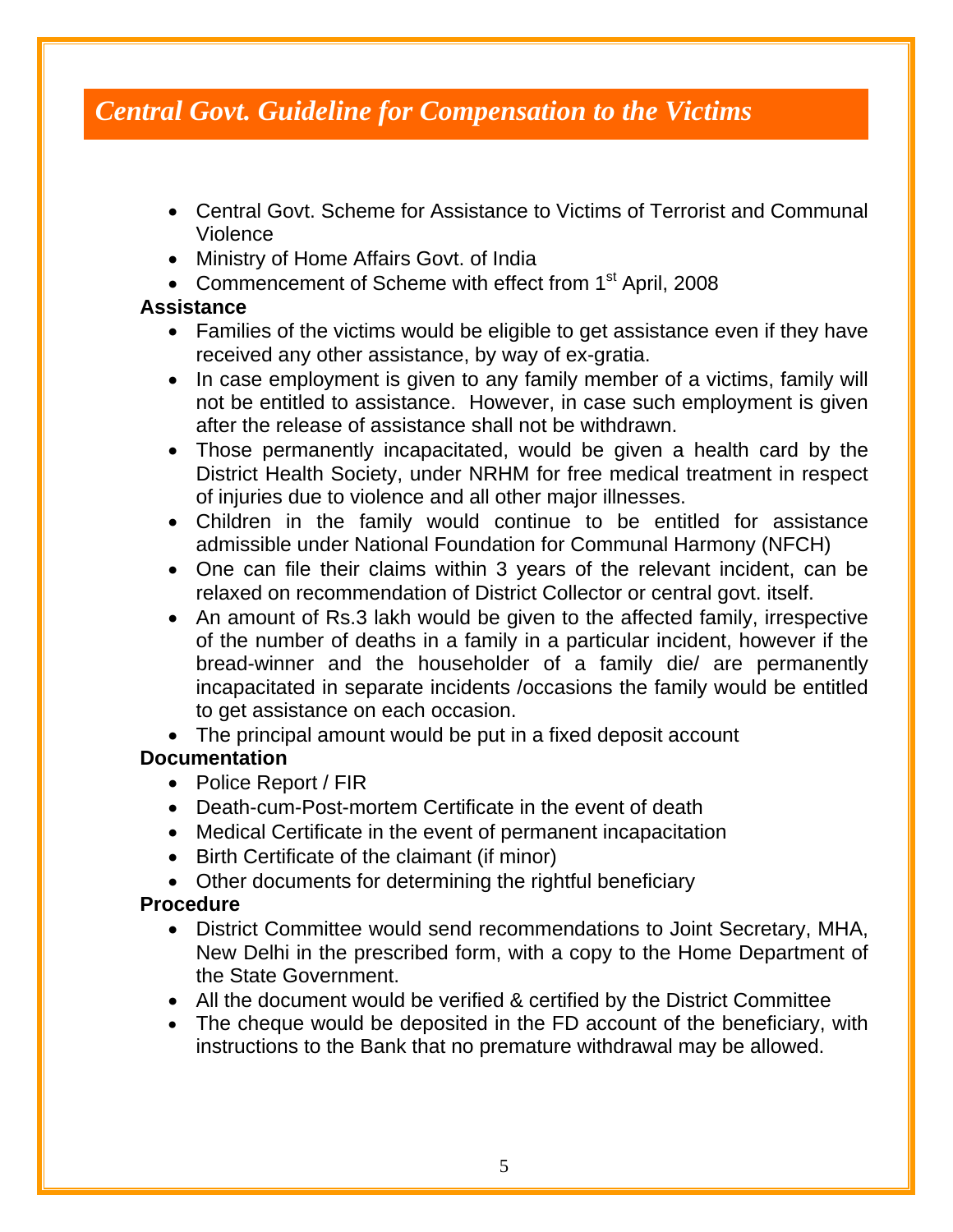# *Central Govt. Guideline for Compensation to the Victims*

- Central Govt. Scheme for Assistance to Victims of Terrorist and Communal Violence
- Ministry of Home Affairs Govt. of India
- Commencement of Scheme with effect from 1st April, 2008

**Assistance**

- Families of the victims would be eligible to get assistance even if they have received any other assistance, by way of ex-gratia.
- In case employment is given to any family member of a victims, family will not be entitled to assistance. However, in case such employment is given after the release of assistance shall not be withdrawn.
- Those permanently incapacitated, would be given a health card by the District Health Society, under NRHM for free medical treatment in respect of injuries due to violence and all other major illnesses.
- Children in the family would continue to be entitled for assistance admissible under National Foundation for Communal Harmony (NFCH)
- One can file their claims within 3 years of the relevant incident, can be relaxed on recommendation of District Collector or central govt. itself.
- An amount of Rs.3 lakh would be given to the affected family, irrespective of the number of deaths in a family in a particular incident, however if the bread-winner and the householder of a family die/ are permanently incapacitated in separate incidents /occasions the family would be entitled to get assistance on each occasion.
- The principal amount would be put in a fixed deposit account

**Documentation**

- Police Report / FIR
- Death-cum-Post-mortem Certificate in the event of death
- Medical Certificate in the event of permanent incapacitation
- Birth Certificate of the claimant (if minor)
- Other documents for determining the rightful beneficiary

**Procedure**

- District Committee would send recommendations to Joint Secretary, MHA, New Delhi in the prescribed form, with a copy to the Home Department of the State Government.
- All the document would be verified & certified by the District Committee
- The cheque would be deposited in the FD account of the beneficiary, with instructions to the Bank that no premature withdrawal may be allowed.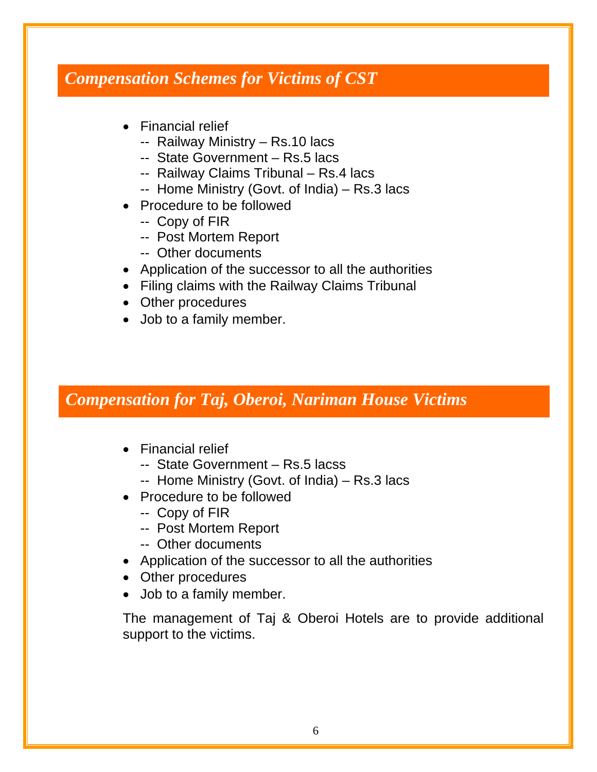## *Compensation Schemes for Victims of CST*

- Financial relief
  - -- Railway Ministry – Rs.10 lacs
  - -- State Government – Rs.5 lacs
  - -- Railway Claims Tribunal – Rs.4 lacs
  - -- Home Ministry (Govt. of India) – Rs.3 lacs
- Procedure to be followed
  - -- Copy of FIR
  - -- Post Mortem Report
  - -- Other documents
- Application of the successor to all the authorities
- Filing claims with the Railway Claims Tribunal
- Other procedures
- Job to a family member.

## *Compensation for Taj, Oberoi, Nariman House Victims*

- Financial relief
  - -- State Government – Rs.5 lacss
  - -- Home Ministry (Govt. of India) – Rs.3 lacs
- Procedure to be followed
  - -- Copy of FIR
  - -- Post Mortem Report
  - -- Other documents
- Application of the successor to all the authorities
- Other procedures
- Job to a family member.

The management of Taj & Oberoi Hotels are to provide additional support to the victims.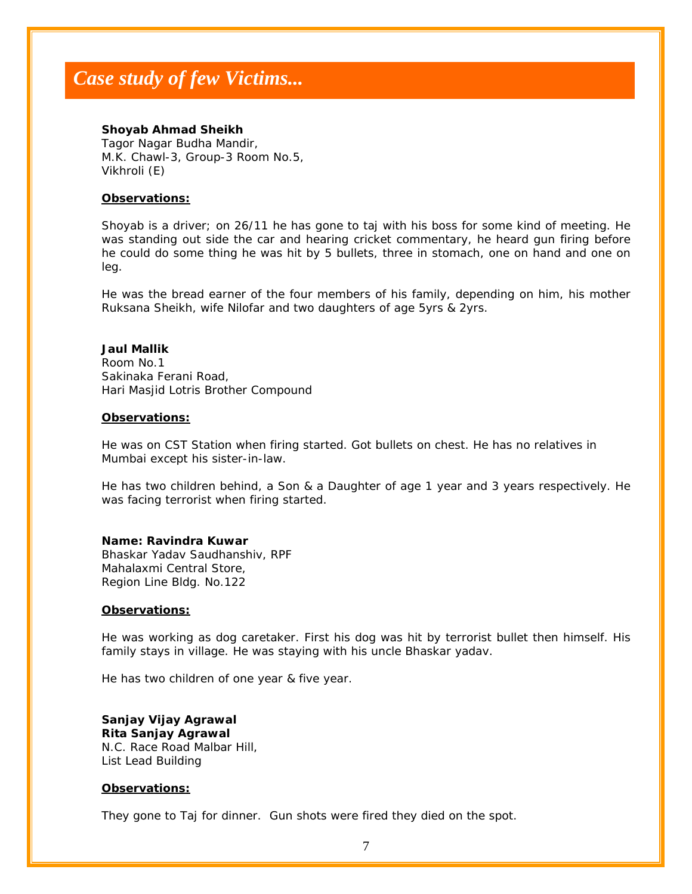# *Case study of few Victims...*

**Shoyab Ahmad Sheikh**
Tagor Nagar Budha Mandir,
M.K. Chawl-3, Group-3 Room No.5,
Vikhroli (E)

**Observations:**

Shoyab is a driver; on 26/11 he has gone to taj with his boss for some kind of meeting. He was standing out side the car and hearing cricket commentary, he heard gun firing before he could do some thing he was hit by 5 bullets, three in stomach, one on hand and one on leg.

He was the bread earner of the four members of his family, depending on him, his mother Ruksana Sheikh, wife Nilofar and two daughters of age 5yrs & 2yrs.

**Jaul Mallik**
Room No.1
Sakinaka Ferani Road,
Hari Masjid Lotris Brother Compound

**Observations:**

He was on CST Station when firing started. Got bullets on chest. He has no relatives in Mumbai except his sister-in-law.

He has two children behind, a Son & a Daughter of age 1 year and 3 years respectively. He was facing terrorist when firing started.

**Name: Ravindra Kuwar**
Bhaskar Yadav Saudhanshiv, RPF
Mahalaxmi Central Store,
Region Line Bldg. No.122

**Observations:**

He was working as dog caretaker. First his dog was hit by terrorist bullet then himself. His family stays in village. He was staying with his uncle Bhaskar yadav.

He has two children of one year & five year.

**Sanjay Vijay Agrawal**
**Rita Sanjay Agrawal**
N.C. Race Road Malbar Hill,
List Lead Building

**Observations:**

They gone to Taj for dinner. Gun shots were fired they died on the spot.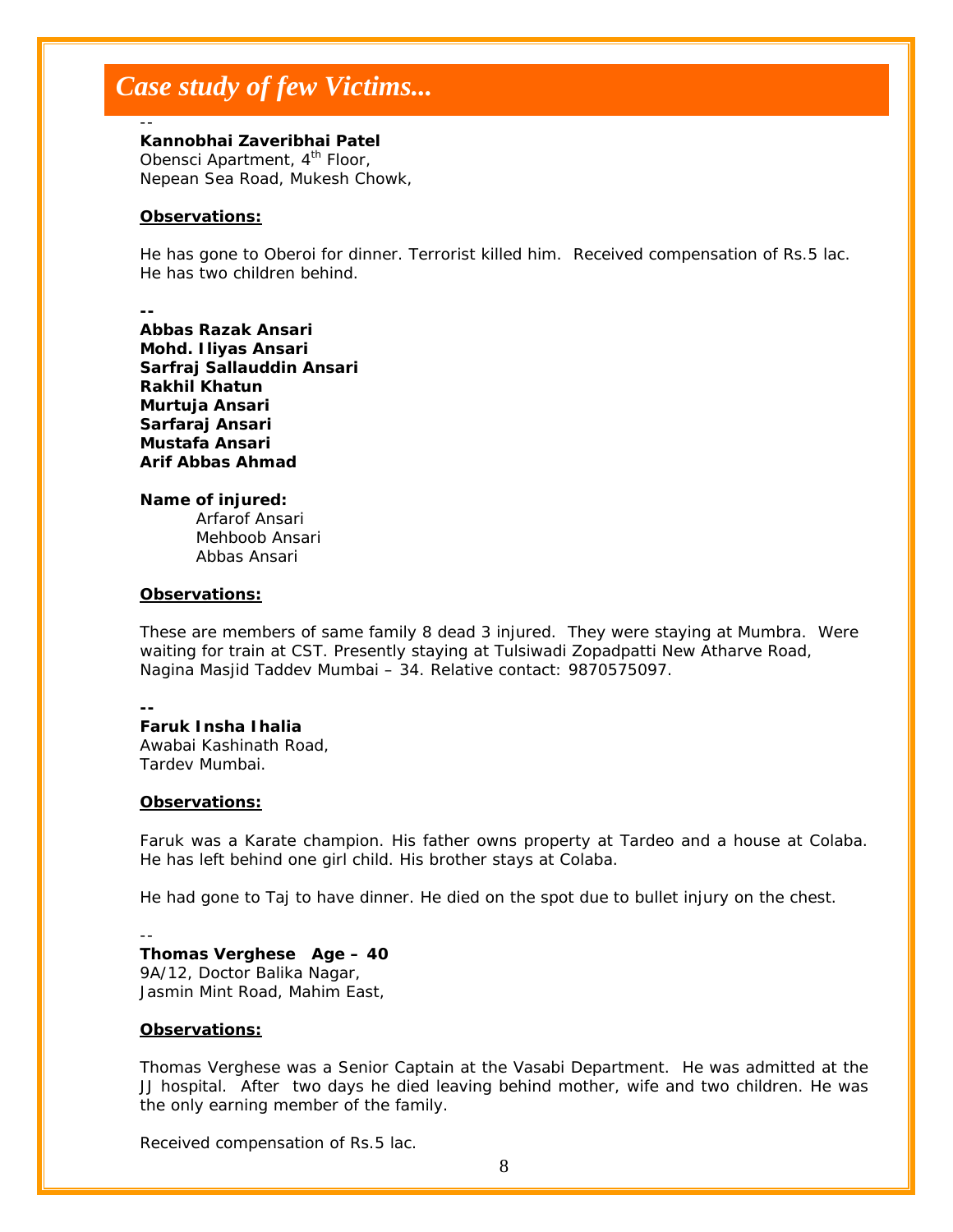# *Case study of few Victims...*

--

**Kannobhai Zaveribhai Patel**
Obensci Apartment, 4th Floor,
Nepean Sea Road, Mukesh Chowk,

**Observations:**

He has gone to Oberoi for dinner. Terrorist killed him. Received compensation of Rs.5 lac. He has two children behind.

**--**

**Abbas Razak Ansari**
**Mohd. Iliyas Ansari**
**Sarfraj Sallauddin Ansari**
**Rakhil Khatun**
**Murtuja Ansari**
**Sarfaraj Ansari**
**Mustafa Ansari**
**Arif Abbas Ahmad**

**Name of injured:**

Arfarof Ansari
Mehboob Ansari
Abbas Ansari

**Observations:**

These are members of same family 8 dead 3 injured. They were staying at Mumbra. Were waiting for train at CST. Presently staying at Tulsiwadi Zopadpatti New Atharve Road, Nagina Masjid Taddev Mumbai – 34. Relative contact: 9870575097.

**--**

**Faruk Insha Ihalia**
Awabai Kashinath Road,
Tardev Mumbai.

**Observations:**

Faruk was a Karate champion. His father owns property at Tardeo and a house at Colaba. He has left behind one girl child. His brother stays at Colaba.

He had gone to Taj to have dinner. He died on the spot due to bullet injury on the chest.

--

**Thomas Verghese Age – 40**
9A/12, Doctor Balika Nagar,
Jasmin Mint Road, Mahim East,

**Observations:**

Thomas Verghese was a Senior Captain at the Vasabi Department. He was admitted at the JJ hospital. After two days he died leaving behind mother, wife and two children. He was the only earning member of the family.

Received compensation of Rs.5 lac.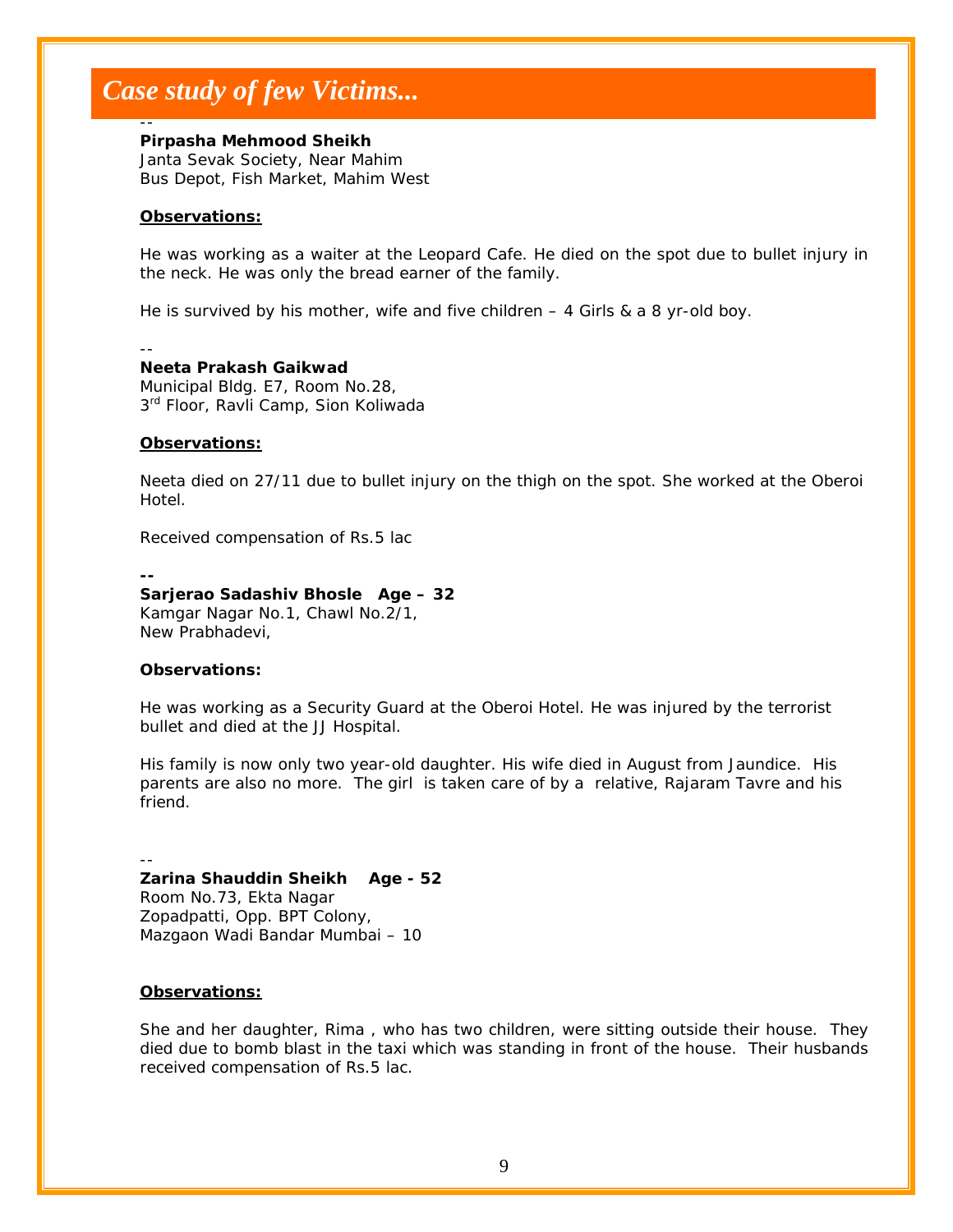# Case study of few Victims...

--

**Pirpasha Mehmood Sheikh**
Janta Sevak Society, Near Mahim
Bus Depot, Fish Market, Mahim West

**Observations:**

He was working as a waiter at the Leopard Cafe. He died on the spot due to bullet injury in the neck. He was only the bread earner of the family.

He is survived by his mother, wife and five children – 4 Girls & a 8 yr-old boy.

--

**Neeta Prakash Gaikwad**
Municipal Bldg. E7, Room No.28,
3rd Floor, Ravli Camp, Sion Koliwada

**Observations:**

Neeta died on 27/11 due to bullet injury on the thigh on the spot. She worked at the Oberoi Hotel.

Received compensation of Rs.5 lac

**--**

**Sarjerao Sadashiv Bhosle Age – 32**
Kamgar Nagar No.1, Chawl No.2/1,
New Prabhadevi,

**Observations:**

He was working as a Security Guard at the Oberoi Hotel. He was injured by the terrorist bullet and died at the JJ Hospital.

His family is now only two year-old daughter. His wife died in August from Jaundice. His parents are also no more. The girl is taken care of by a relative, Rajaram Tavre and his friend.

--

**Zarina Shauddin Sheikh Age - 52**
Room No.73, Ekta Nagar
Zopadpatti, Opp. BPT Colony,
Mazgaon Wadi Bandar Mumbai – 10

**Observations:**

She and her daughter, Rima , who has two children, were sitting outside their house. They died due to bomb blast in the taxi which was standing in front of the house. Their husbands received compensation of Rs.5 lac.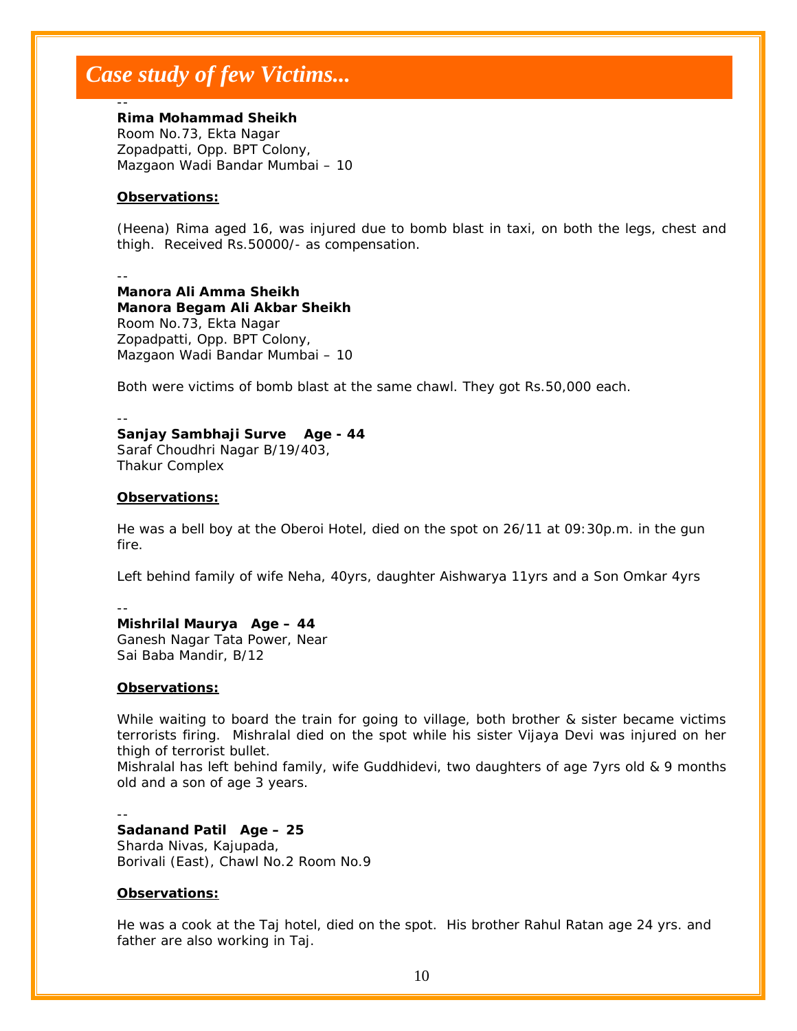# *Case study of few Victims...*

--

**Rima Mohammad Sheikh**
Room No.73, Ekta Nagar
Zopadpatti, Opp. BPT Colony,
Mazgaon Wadi Bandar Mumbai – 10

**Observations:**

(Heena) Rima aged 16, was injured due to bomb blast in taxi, on both the legs, chest and thigh. Received Rs.50000/- as compensation.

--

**Manora Ali Amma Sheikh**
**Manora Begam Ali Akbar Sheikh**
Room No.73, Ekta Nagar
Zopadpatti, Opp. BPT Colony,
Mazgaon Wadi Bandar Mumbai – 10

Both were victims of bomb blast at the same chawl. They got Rs.50,000 each.

--

**Sanjay Sambhaji Surve Age - 44**
Saraf Choudhri Nagar B/19/403,
Thakur Complex

**Observations:**

He was a bell boy at the Oberoi Hotel, died on the spot on 26/11 at 09:30p.m. in the gun fire.

Left behind family of wife Neha, 40yrs, daughter Aishwarya 11yrs and a Son Omkar 4yrs

--

**Mishrilal Maurya Age – 44**
Ganesh Nagar Tata Power, Near
Sai Baba Mandir, B/12

**Observations:**

While waiting to board the train for going to village, both brother & sister became victims terrorists firing. Mishralal died on the spot while his sister Vijaya Devi was injured on her thigh of terrorist bullet.
Mishralal has left behind family, wife Guddhidevi, two daughters of age 7yrs old & 9 months old and a son of age 3 years.

--

**Sadanand Patil Age – 25**
Sharda Nivas, Kajupada,
Borivali (East), Chawl No.2 Room No.9

**Observations:**

He was a cook at the Taj hotel, died on the spot. His brother Rahul Ratan age 24 yrs. and father are also working in Taj.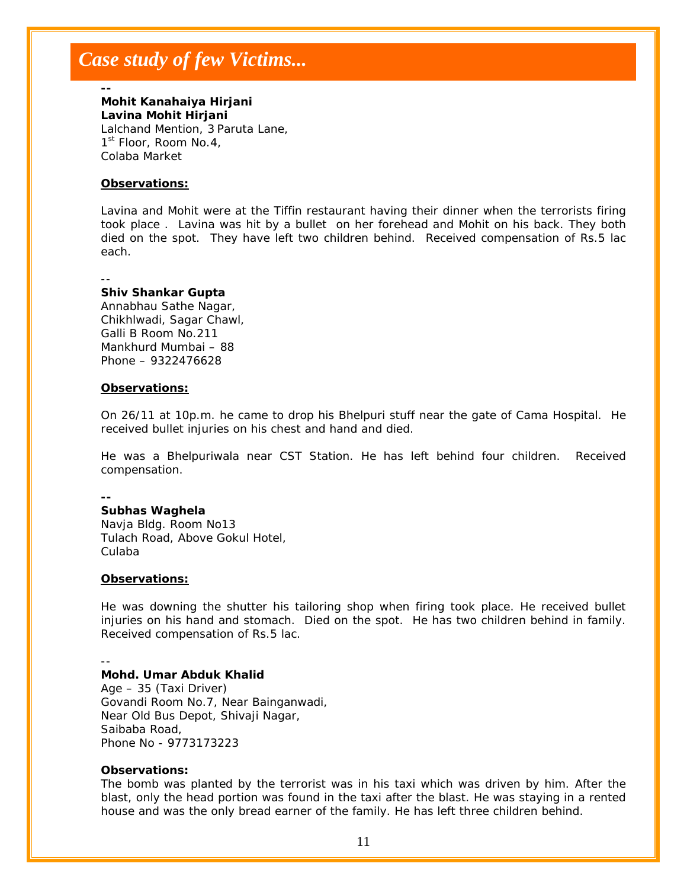# *Case study of few Victims...*

--

**Mohit Kanahaiya Hirjani**
**Lavina Mohit Hirjani**
Lalchand Mention, 3 Paruta Lane,
1st Floor, Room No.4,
Colaba Market

**Observations:**

Lavina and Mohit were at the Tiffin restaurant having their dinner when the terrorists firing took place . Lavina was hit by a bullet on her forehead and Mohit on his back. They both died on the spot. They have left two children behind. Received compensation of Rs.5 lac each.

--

**Shiv Shankar Gupta**
Annabhau Sathe Nagar,
Chikhlwadi, Sagar Chawl,
Galli B Room No.211
Mankhurd Mumbai – 88
Phone – 9322476628

**Observations:**

On 26/11 at 10p.m. he came to drop his Bhelpuri stuff near the gate of Cama Hospital. He received bullet injuries on his chest and hand and died.

He was a Bhelpuriwala near CST Station. He has left behind four children. Received compensation.

--

**Subhas Waghela**
Navja Bldg. Room No13
Tulach Road, Above Gokul Hotel,
Culaba

**Observations:**

He was downing the shutter his tailoring shop when firing took place. He received bullet injuries on his hand and stomach. Died on the spot. He has two children behind in family. Received compensation of Rs.5 lac.

--

**Mohd. Umar Abduk Khalid**
Age – 35 (Taxi Driver)
Govandi Room No.7, Near Bainganwadi,
Near Old Bus Depot, Shivaji Nagar,
Saibaba Road,
Phone No - 9773173223

**Observations:**
The bomb was planted by the terrorist was in his taxi which was driven by him. After the blast, only the head portion was found in the taxi after the blast. He was staying in a rented house and was the only bread earner of the family. He has left three children behind.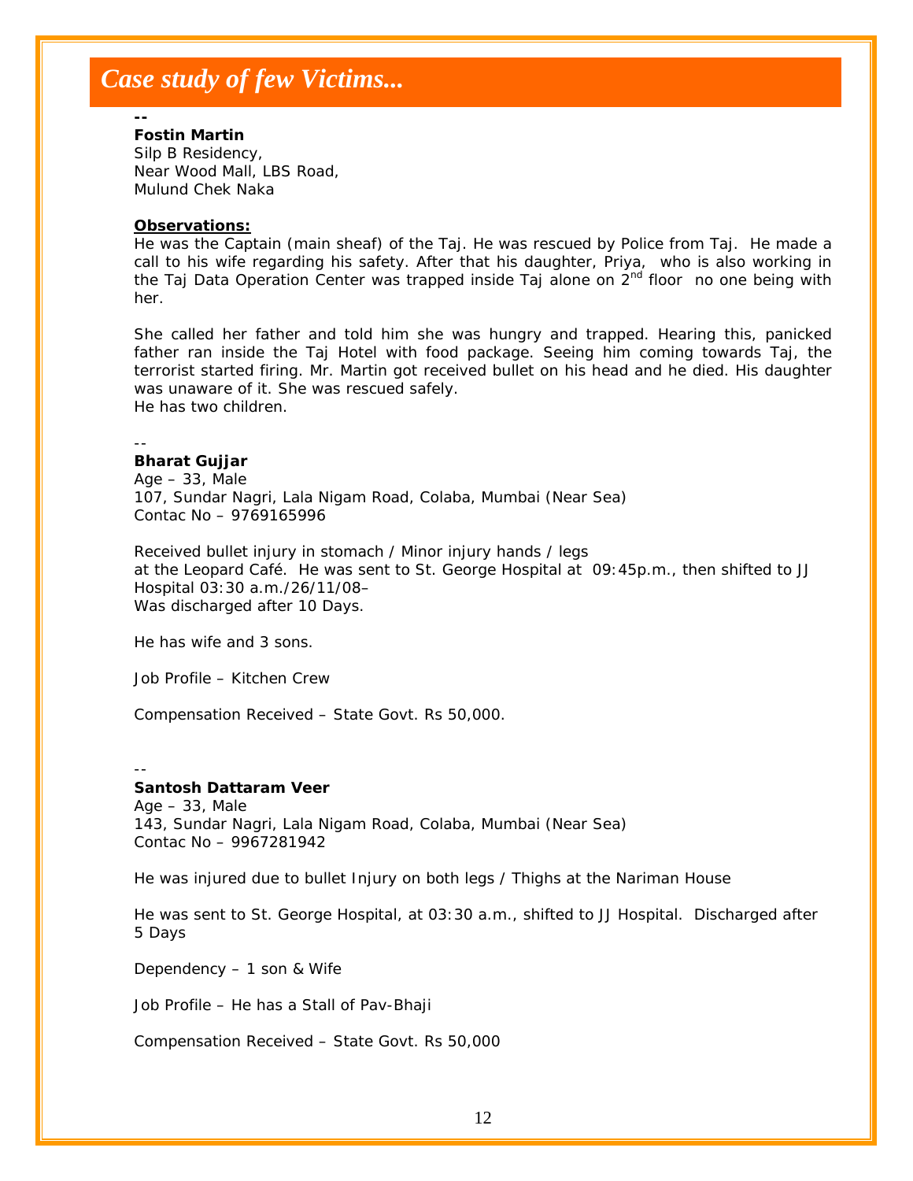# Case study of few Victims...

--

**Fostin Martin**
Silp B Residency,
Near Wood Mall, LBS Road,
Mulund Chek Naka

**Observations:**
He was the Captain (main sheaf) of the Taj. He was rescued by Police from Taj. He made a call to his wife regarding his safety. After that his daughter, Priya, who is also working in the Taj Data Operation Center was trapped inside Taj alone on 2nd floor no one being with her.

She called her father and told him she was hungry and trapped. Hearing this, panicked father ran inside the Taj Hotel with food package. Seeing him coming towards Taj, the terrorist started firing. Mr. Martin got received bullet on his head and he died. His daughter was unaware of it. She was rescued safely.
He has two children.

--

**Bharat Gujjar**
Age – 33, Male
107, Sundar Nagri, Lala Nigam Road, Colaba, Mumbai (Near Sea)
Contac No – 9769165996

Received bullet injury in stomach / Minor injury hands / legs
at the Leopard Café. He was sent to St. George Hospital at 09:45p.m., then shifted to JJ Hospital 03:30 a.m./26/11/08–
Was discharged after 10 Days.

He has wife and 3 sons.

Job Profile – Kitchen Crew

Compensation Received – State Govt. Rs 50,000.

--

**Santosh Dattaram Veer**
Age – 33, Male
143, Sundar Nagri, Lala Nigam Road, Colaba, Mumbai (Near Sea)
Contac No – 9967281942

He was injured due to bullet Injury on both legs / Thighs at the Nariman House

He was sent to St. George Hospital, at 03:30 a.m., shifted to JJ Hospital. Discharged after 5 Days

Dependency – 1 son & Wife

Job Profile – He has a Stall of Pav-Bhaji

Compensation Received – State Govt. Rs 50,000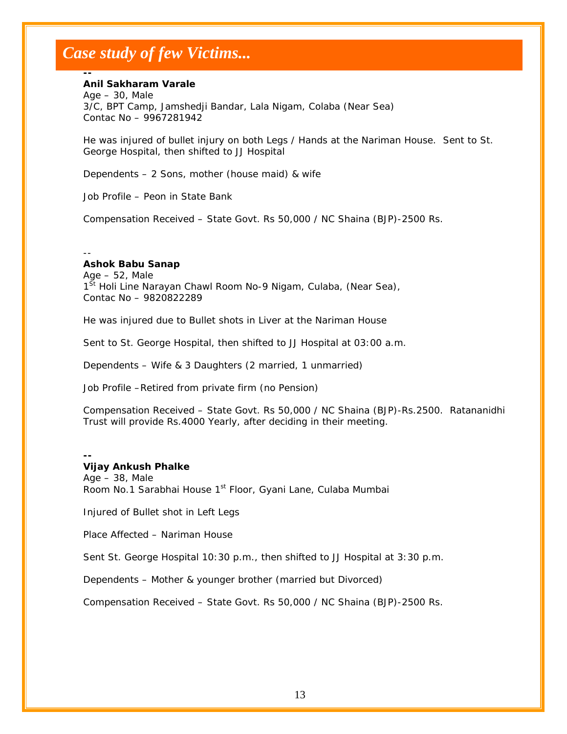## *Case study of few Victims...*

--

**Anil Sakharam Varale**
Age – 30, Male
3/C, BPT Camp, Jamshedji Bandar, Lala Nigam, Colaba (Near Sea)
Contac No – 9967281942

He was injured of bullet injury on both Legs / Hands at the Nariman House. Sent to St. George Hospital, then shifted to JJ Hospital

Dependents – 2 Sons, mother (house maid) & wife

Job Profile – Peon in State Bank

Compensation Received – State Govt. Rs 50,000 / NC Shaina (BJP)-2500 Rs.

--

**Ashok Babu Sanap**
Age – 52, Male
1st Holi Line Narayan Chawl Room No-9 Nigam, Culaba, (Near Sea),
Contac No – 9820822289

He was injured due to Bullet shots in Liver at the Nariman House

Sent to St. George Hospital, then shifted to JJ Hospital at 03:00 a.m.

Dependents – Wife & 3 Daughters (2 married, 1 unmarried)

Job Profile –Retired from private firm (no Pension)

Compensation Received – State Govt. Rs 50,000 / NC Shaina (BJP)-Rs.2500. Ratananidhi Trust will provide Rs.4000 Yearly, after deciding in their meeting.

--

**Vijay Ankush Phalke**
Age – 38, Male
Room No.1 Sarabhai House 1st Floor, Gyani Lane, Culaba Mumbai

Injured of Bullet shot in Left Legs

Place Affected – Nariman House

Sent St. George Hospital 10:30 p.m., then shifted to JJ Hospital at 3:30 p.m.

Dependents – Mother & younger brother (married but Divorced)

Compensation Received – State Govt. Rs 50,000 / NC Shaina (BJP)-2500 Rs.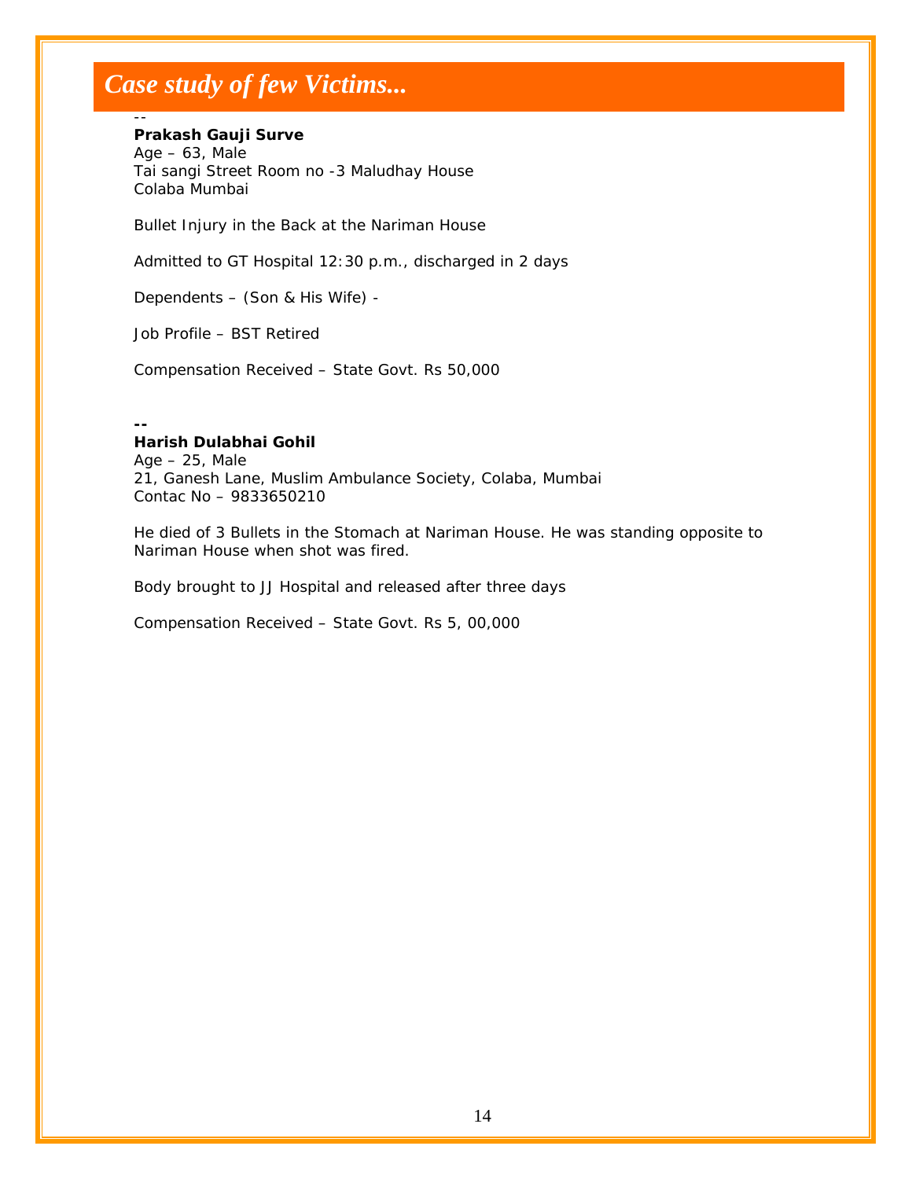# *Case study of few Victims...*

--

**Prakash Gauji Surve**
Age – 63, Male
Tai sangi Street Room no -3 Maludhay House
Colaba Mumbai

Bullet Injury in the Back at the Nariman House

Admitted to GT Hospital 12:30 p.m., discharged in 2 days

Dependents – (Son & His Wife) -

Job Profile – BST Retired

Compensation Received – State Govt. Rs 50,000

**--**

**Harish Dulabhai Gohil**
Age – 25, Male
21, Ganesh Lane, Muslim Ambulance Society, Colaba, Mumbai
Contac No – 9833650210

He died of 3 Bullets in the Stomach at Nariman House. He was standing opposite to Nariman House when shot was fired.

Body brought to JJ Hospital and released after three days

Compensation Received – State Govt. Rs 5, 00,000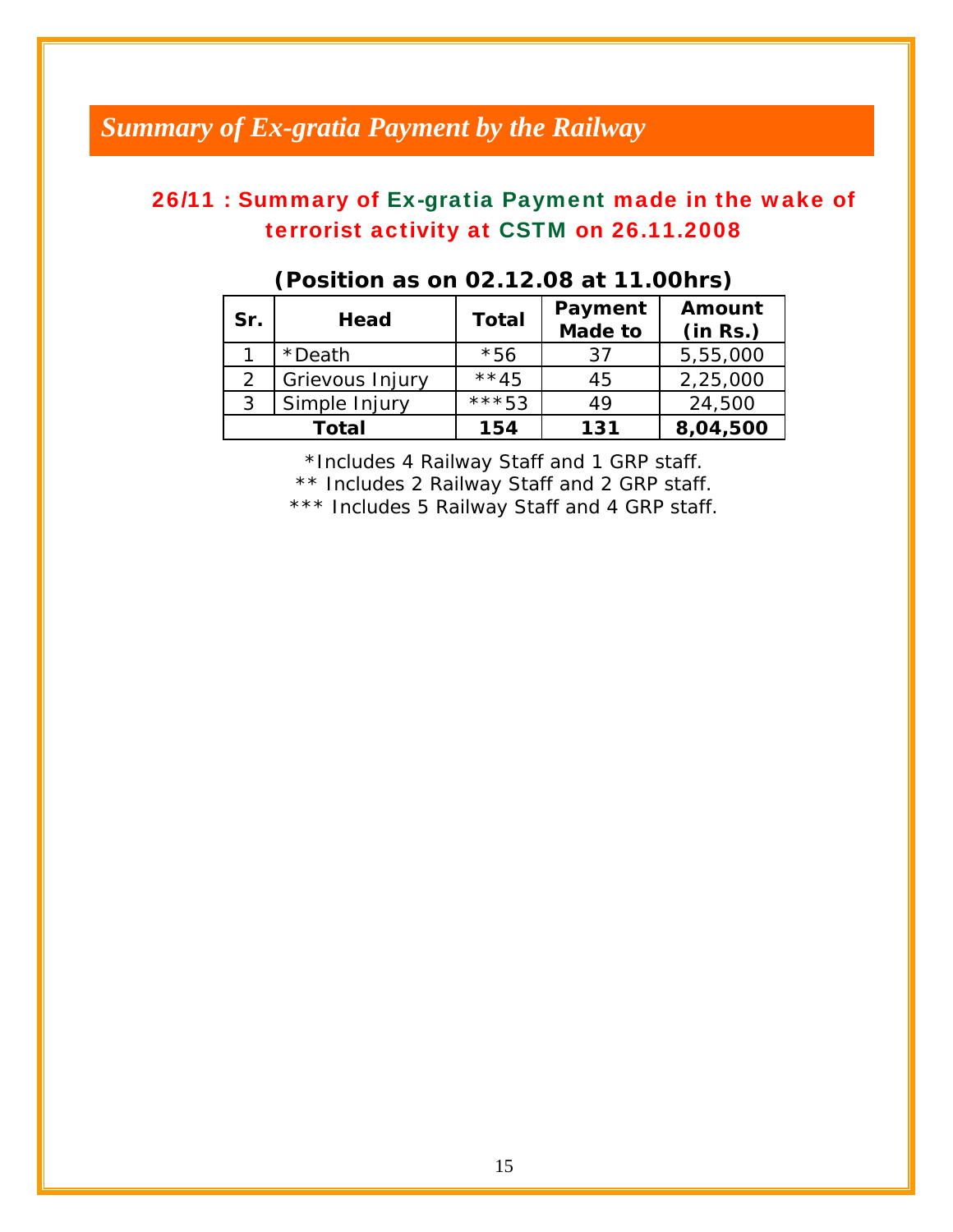# *Summary of Ex-gratia Payment by the Railway*

## 26/11 : Summary of Ex-gratia Payment made in the wake of terrorist activity at CSTM on 26.11.2008

**(Position as on 02.12.08 at 11.00hrs)**

| Sr. | Head | Total | Payment Made to | Amount (in Rs.) |
|---|---|---|---|---|
| 1 | *Death | *56 | 37 | 5,55,000 |
| 2 | Grievous Injury | **45 | 45 | 2,25,000 |
| 3 | Simple Injury | ***53 | 49 | 24,500 |
| **Total** | | **154** | **131** | **8,04,500** |

*Includes 4 Railway Staff and 1 GRP staff.

** Includes 2 Railway Staff and 2 GRP staff.

*** Includes 5 Railway Staff and 4 GRP staff.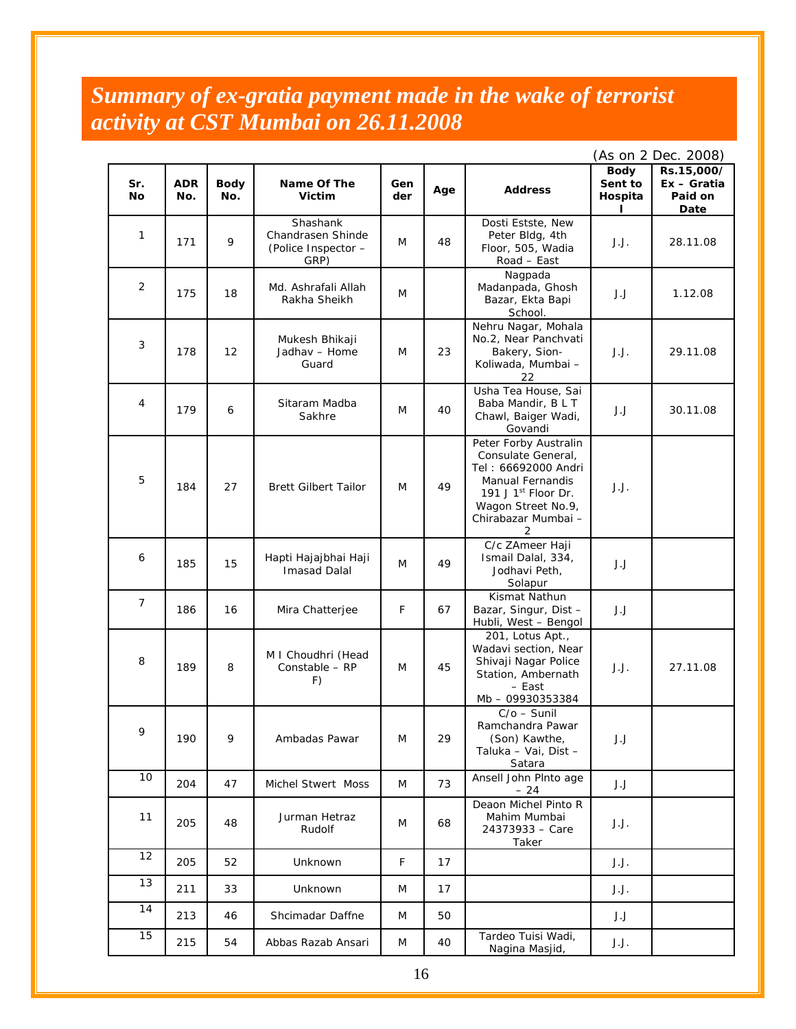# *Summary of ex-gratia payment made in the wake of terrorist activity at CST Mumbai on 26.11.2008*

(As on 2 Dec. 2008)

| Sr. No | ADR No. | Body No. | Name Of The Victim | Gender | Age | Address | Body Sent to Hospital | Rs.15,000/ Ex – Gratia Paid on Date |
|---|---|---|---|---|---|---|---|---|
| 1 | 171 | 9 | Shashank Chandrasen Shinde (Police Inspector – GRP) | M | 48 | Dosti Estste, New Peter Bldg, 4th Floor, 505, Wadia Road – East | J.J. | 28.11.08 |
| 2 | 175 | 18 | Md. Ashrafali Allah Rakha Sheikh | M | | Nagpada Madanpada, Ghosh Bazar, Ekta Bapi School. | J.J | 1.12.08 |
| 3 | 178 | 12 | Mukesh Bhikaji Jadhav – Home Guard | M | 23 | Nehru Nagar, Mohala No.2, Near Panchvati Bakery, Sion-Koliwada, Mumbai – 22 | J.J. | 29.11.08 |
| 4 | 179 | 6 | Sitaram Madba Sakhre | M | 40 | Usha Tea House, Sai Baba Mandir, B L T Chawl, Baiger Wadi, Govandi | J.J | 30.11.08 |
| 5 | 184 | 27 | Brett Gilbert Tailor | M | 49 | Peter Forby Australin Consulate General, Tel : 66692000 Andri Manual Fernandis 191 J 1st Floor Dr. Wagon Street No.9, Chirabazar Mumbai – 2 | J.J. | |
| 6 | 185 | 15 | Hapti Hajajbhai Haji Imasad Dalal | M | 49 | C/c ZAmeer Haji Ismail Dalal, 334, Jodhavi Peth, Solapur | J.J | |
| 7 | 186 | 16 | Mira Chatterjee | F | 67 | Kismat Nathun Bazar, Singur, Dist – Hubli, West – Bengol | J.J | |
| 8 | 189 | 8 | M I Choudhri (Head Constable – RP F) | M | 45 | 201, Lotus Apt., Wadavi section, Near Shivaji Nagar Police Station, Ambernath – East Mb – 09930353384 | J.J. | 27.11.08 |
| 9 | 190 | 9 | Ambadas Pawar | M | 29 | C/o – Sunil Ramchandra Pawar (Son) Kawthe, Taluka – Vai, Dist – Satara | J.J | |
| 10 | 204 | 47 | Michel Stwert Moss | M | 73 | Ansell John PInto age – 24 | J.J | |
| 11 | 205 | 48 | Jurman Hetraz Rudolf | M | 68 | Deaon Michel Pinto R Mahim Mumbai 24373933 – Care Taker | J.J. | |
| 12 | 205 | 52 | Unknown | F | 17 | | J.J. | |
| 13 | 211 | 33 | Unknown | M | 17 | | J.J. | |
| 14 | 213 | 46 | Shcimadar Daffne | M | 50 | | J.J | |
| 15 | 215 | 54 | Abbas Razab Ansari | M | 40 | Tardeo Tuisi Wadi, Nagina Masjid, | J.J. | |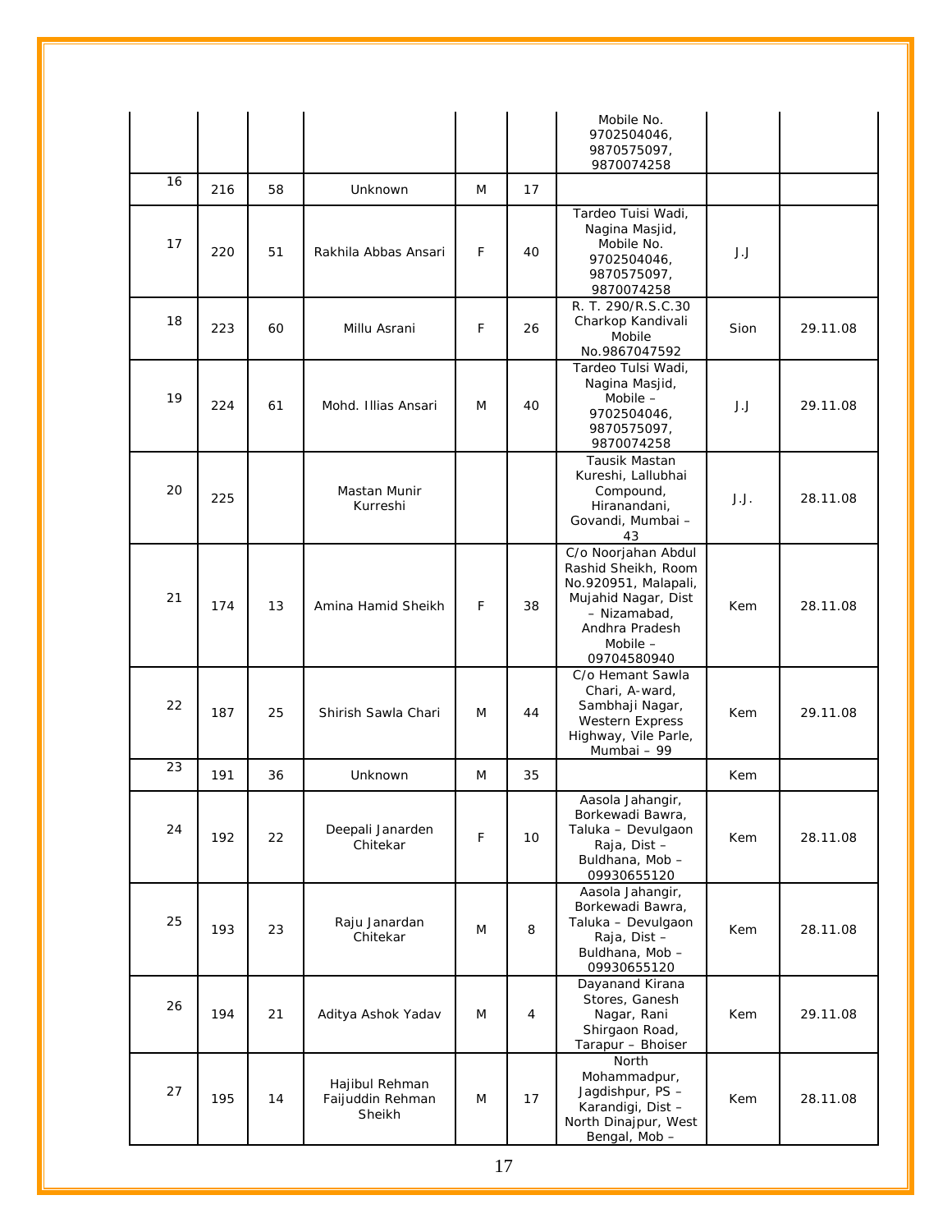| | | | | | | | | |
|---|---|---|---|---|---|---|---|---|
| | | | | | | Mobile No. 9702504046, 9870575097, 9870074258 | | |
| 16 | 216 | 58 | Unknown | M | 17 | | | |
| 17 | 220 | 51 | Rakhila Abbas Ansari | F | 40 | Tardeo Tuisi Wadi, Nagina Masjid, Mobile No. 9702504046, 9870575097, 9870074258 | J.J | |
| 18 | 223 | 60 | Millu Asrani | F | 26 | R. T. 290/R.S.C.30 Charkop Kandivali Mobile No.9867047592 | Sion | 29.11.08 |
| 19 | 224 | 61 | Mohd. Illias Ansari | M | 40 | Tardeo Tulsi Wadi, Nagina Masjid, Mobile – 9702504046, 9870575097, 9870074258 | J.J | 29.11.08 |
| 20 | 225 | | Mastan Munir Kurreshi | | | Tausik Mastan Kureshi, Lallubhai Compound, Hiranandani, Govandi, Mumbai – 43 | J.J. | 28.11.08 |
| 21 | 174 | 13 | Amina Hamid Sheikh | F | 38 | C/o Noorjahan Abdul Rashid Sheikh, Room No.920951, Malapali, Mujahid Nagar, Dist – Nizamabad, Andhra Pradesh Mobile – 09704580940 | Kem | 28.11.08 |
| 22 | 187 | 25 | Shirish Sawla Chari | M | 44 | C/o Hemant Sawla Chari, A-ward, Sambhaji Nagar, Western Express Highway, Vile Parle, Mumbai – 99 | Kem | 29.11.08 |
| 23 | 191 | 36 | Unknown | M | 35 | | Kem | |
| 24 | 192 | 22 | Deepali Janarden Chitekar | F | 10 | Aasola Jahangir, Borkewadi Bawra, Taluka – Devulgaon Raja, Dist – Buldhana, Mob – 09930655120 | Kem | 28.11.08 |
| 25 | 193 | 23 | Raju Janardan Chitekar | M | 8 | Aasola Jahangir, Borkewadi Bawra, Taluka – Devulgaon Raja, Dist – Buldhana, Mob – 09930655120 | Kem | 28.11.08 |
| 26 | 194 | 21 | Aditya Ashok Yadav | M | 4 | Dayanand Kirana Stores, Ganesh Nagar, Rani Shirgaon Road, Tarapur – Bhoiser | Kem | 29.11.08 |
| 27 | 195 | 14 | Hajibul Rehman Faijuddin Rehman Sheikh | M | 17 | North Mohammadpur, Jagdishpur, PS – Karandigi, Dist – North Dinajpur, West Bengal, Mob – | Kem | 28.11.08 |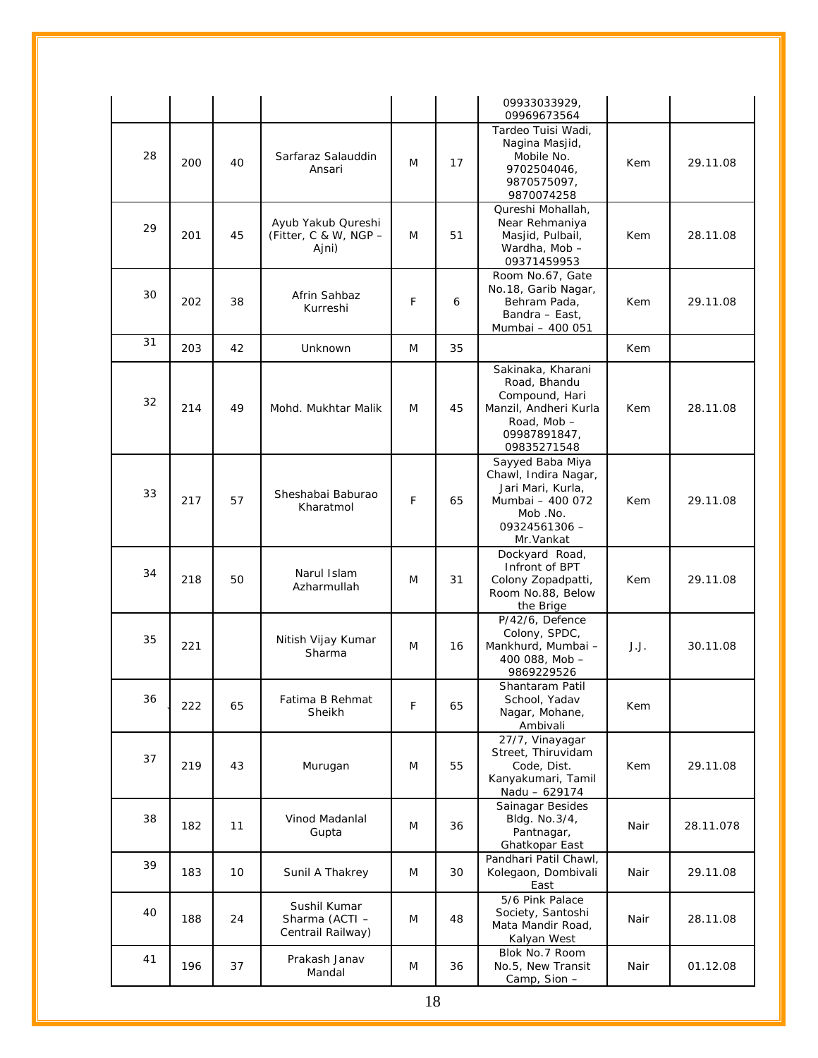| | | | | | | | | |
|---|---|---|---|---|---|---|---|---|
| | | | | | | 09933033929, 09969673564 | | |
| 28 | 200 | 40 | Sarfaraz Salauddin Ansari | M | 17 | Tardeo Tuisi Wadi, Nagina Masjid, Mobile No. 9702504046, 9870575097, 9870074258 | Kem | 29.11.08 |
| 29 | 201 | 45 | Ayub Yakub Qureshi (Fitter, C & W, NGP – Ajni) | M | 51 | Qureshi Mohallah, Near Rehmaniya Masjid, Pulbail, Wardha, Mob – 09371459953 | Kem | 28.11.08 |
| 30 | 202 | 38 | Afrin Sahbaz Kurreshi | F | 6 | Room No.67, Gate No.18, Garib Nagar, Behram Pada, Bandra – East, Mumbai – 400 051 | Kem | 29.11.08 |
| 31 | 203 | 42 | Unknown | M | 35 | | Kem | |
| 32 | 214 | 49 | Mohd. Mukhtar Malik | M | 45 | Sakinaka, Kharani Road, Bhandu Compound, Hari Manzil, Andheri Kurla Road, Mob – 09987891847, 09835271548 | Kem | 28.11.08 |
| 33 | 217 | 57 | Sheshabai Baburao Kharatmol | F | 65 | Sayyed Baba Miya Chawl, Indira Nagar, Jari Mari, Kurla, Mumbai – 400 072 Mob .No. 09324561306 – Mr.Vankat | Kem | 29.11.08 |
| 34 | 218 | 50 | Narul Islam Azharmullah | M | 31 | Dockyard Road, Infront of BPT Colony Zopadpatti, Room No.88, Below the Brige | Kem | 29.11.08 |
| 35 | 221 | | Nitish Vijay Kumar Sharma | M | 16 | P/42/6, Defence Colony, SPDC, Mankhurd, Mumbai – 400 088, Mob – 9869229526 | J.J. | 30.11.08 |
| 36 | 222 | 65 | Fatima B Rehmat Sheikh | F | 65 | Shantaram Patil School, Yadav Nagar, Mohane, Ambivali | Kem | |
| 37 | 219 | 43 | Murugan | M | 55 | 27/7, Vinayagar Street, Thiruvidam Code, Dist. Kanyakumari, Tamil Nadu – 629174 | Kem | 29.11.08 |
| 38 | 182 | 11 | Vinod Madanlal Gupta | M | 36 | Sainagar Besides Bldg. No.3/4, Pantnagar, Ghatkopar East | Nair | 28.11.078 |
| 39 | 183 | 10 | Sunil A Thakrey | M | 30 | Pandhari Patil Chawl, Kolegaon, Dombivali East | Nair | 29.11.08 |
| 40 | 188 | 24 | Sushil Kumar Sharma (ACTI – Centrail Railway) | M | 48 | 5/6 Pink Palace Society, Santoshi Mata Mandir Road, Kalyan West | Nair | 28.11.08 |
| 41 | 196 | 37 | Prakash Janav Mandal | M | 36 | Blok No.7 Room No.5, New Transit Camp, Sion – | Nair | 01.12.08 |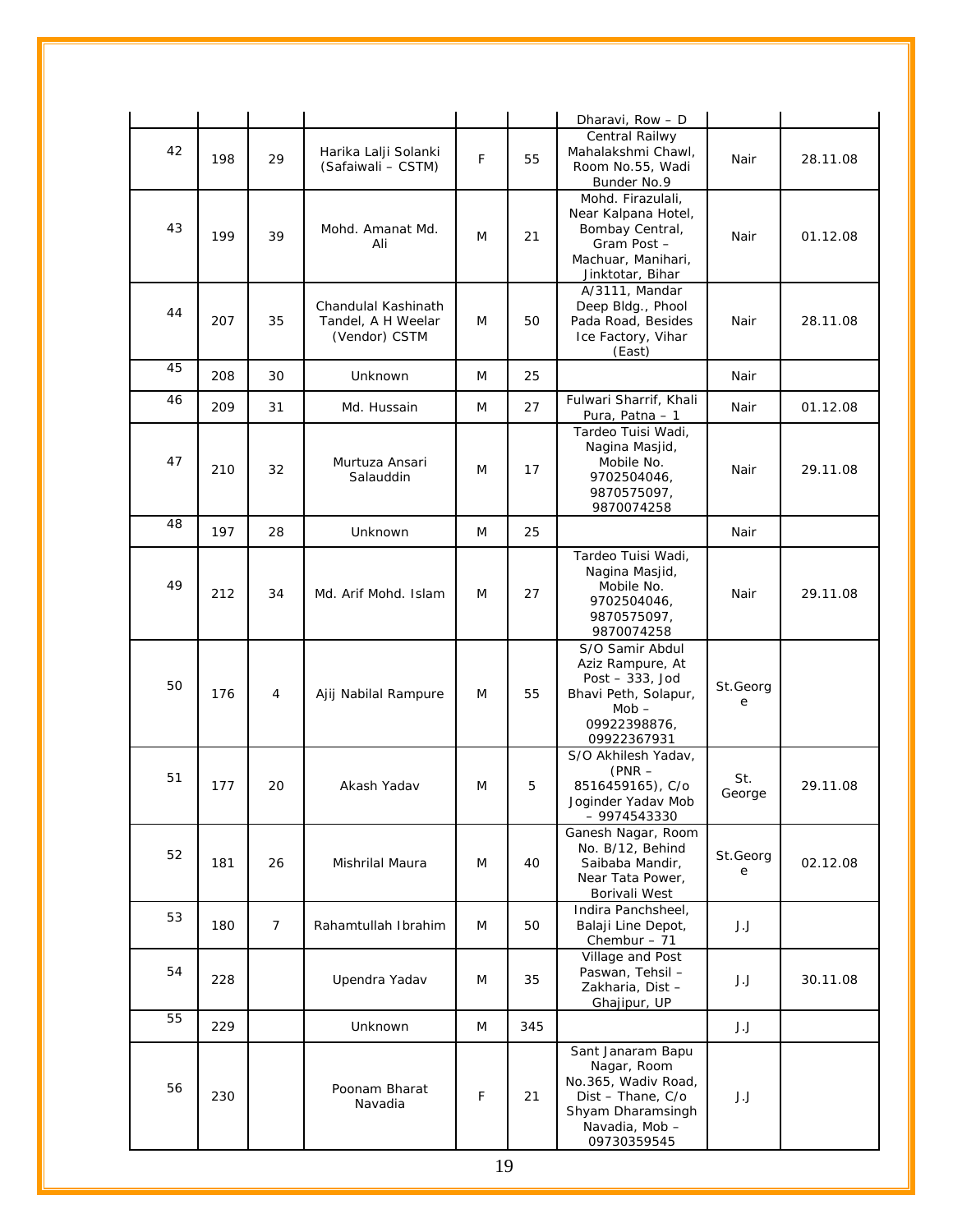| | | | | | | Dharavi, Row – D | | |
|---|---|---|---|---|---|---|---|---|
| 42 | 198 | 29 | Harika Lalji Solanki (Safaiwali – CSTM) | F | 55 | Central Railwy Mahalakshmi Chawl, Room No.55, Wadi Bunder No.9 | Nair | 28.11.08 |
| 43 | 199 | 39 | Mohd. Amanat Md. Ali | M | 21 | Mohd. Firazulali, Near Kalpana Hotel, Bombay Central, Gram Post – Machuar, Manihari, Jinktotar, Bihar | Nair | 01.12.08 |
| 44 | 207 | 35 | Chandulal Kashinath Tandel, A H Weelar (Vendor) CSTM | M | 50 | A/3111, Mandar Deep Bldg., Phool Pada Road, Besides Ice Factory, Vihar (East) | Nair | 28.11.08 |
| 45 | 208 | 30 | Unknown | M | 25 | | Nair | |
| 46 | 209 | 31 | Md. Hussain | M | 27 | Fulwari Sharrif, Khali Pura, Patna – 1 | Nair | 01.12.08 |
| 47 | 210 | 32 | Murtuza Ansari Salauddin | M | 17 | Tardeo Tuisi Wadi, Nagina Masjid, Mobile No. 9702504046, 9870575097, 9870074258 | Nair | 29.11.08 |
| 48 | 197 | 28 | Unknown | M | 25 | | Nair | |
| 49 | 212 | 34 | Md. Arif Mohd. Islam | M | 27 | Tardeo Tuisi Wadi, Nagina Masjid, Mobile No. 9702504046, 9870575097, 9870074258 | Nair | 29.11.08 |
| 50 | 176 | 4 | Ajij Nabilal Rampure | M | 55 | S/O Samir Abdul Aziz Rampure, At Post – 333, Jod Bhavi Peth, Solapur, Mob – 09922398876, 09922367931 | St.George | |
| 51 | 177 | 20 | Akash Yadav | M | 5 | S/O Akhilesh Yadav, (PNR – 8516459165), C/o Joginder Yadav Mob – 9974543330 | St. George | 29.11.08 |
| 52 | 181 | 26 | Mishrilal Maura | M | 40 | Ganesh Nagar, Room No. B/12, Behind Saibaba Mandir, Near Tata Power, Borivali West | St.George | 02.12.08 |
| 53 | 180 | 7 | Rahamtullah Ibrahim | M | 50 | Indira Panchsheel, Balaji Line Depot, Chembur – 71 | J.J | |
| 54 | 228 | | Upendra Yadav | M | 35 | Village and Post Paswan, Tehsil – Zakharia, Dist – Ghajipur, UP | J.J | 30.11.08 |
| 55 | 229 | | Unknown | M | 345 | | J.J | |
| 56 | 230 | | Poonam Bharat Navadia | F | 21 | Sant Janaram Bapu Nagar, Room No.365, Wadiv Road, Dist – Thane, C/o Shyam Dharamsingh Navadia, Mob – 09730359545 | J.J | |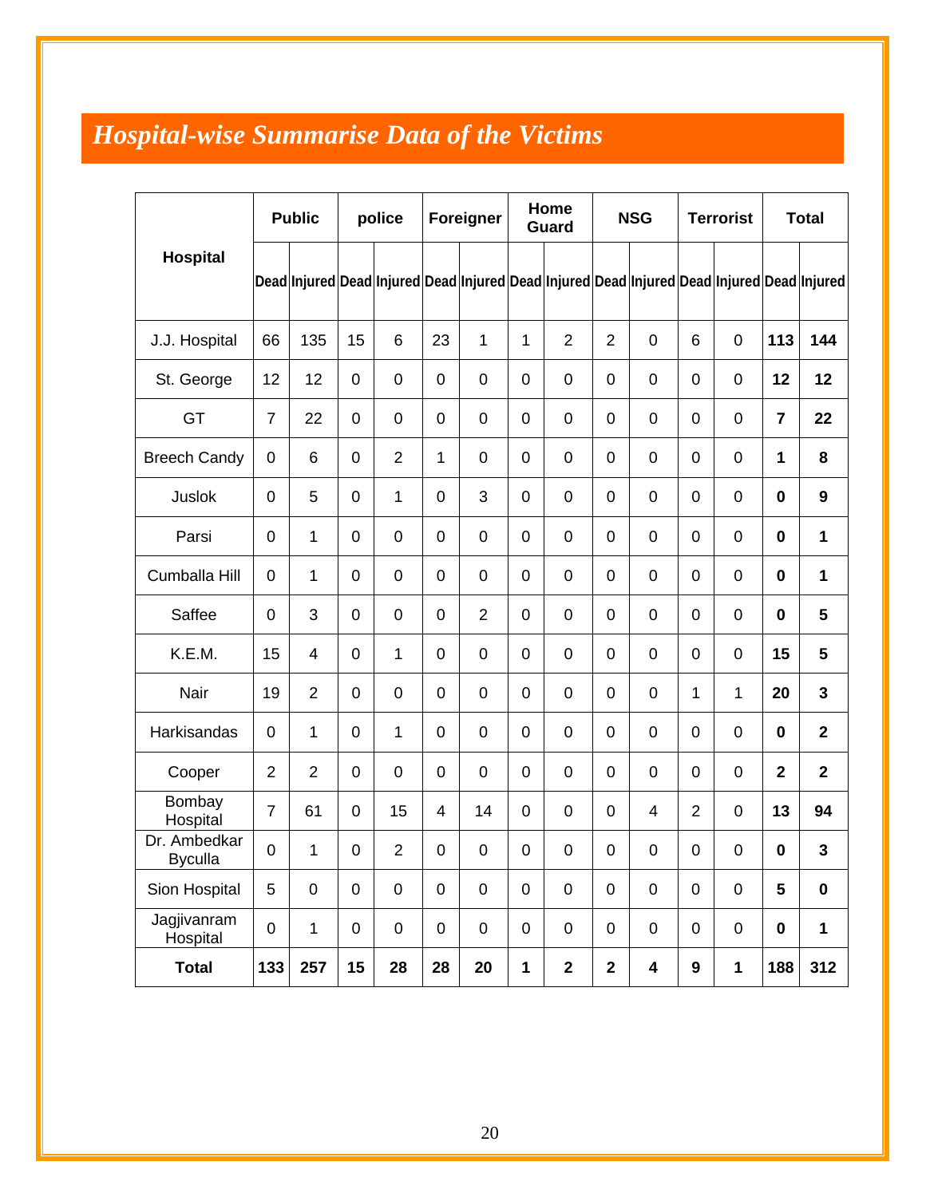## *Hospital-wise Summarise Data of the Victims*

| Hospital | Public | | police | | Foreigner | | Home Guard | | NSG | | Terrorist | | Total | |
|---|---|---|---|---|---|---|---|---|---|---|---|---|---|---|
| | Dead | Injured | Dead | Injured | Dead | Injured | Dead | Injured | Dead | Injured | Dead | Injured | Dead | Injured |
| J.J. Hospital | 66 | 135 | 15 | 6 | 23 | 1 | 1 | 2 | 2 | 0 | 6 | 0 | **113** | **144** |
| St. George | 12 | 12 | 0 | 0 | 0 | 0 | 0 | 0 | 0 | 0 | 0 | 0 | **12** | **12** |
| GT | 7 | 22 | 0 | 0 | 0 | 0 | 0 | 0 | 0 | 0 | 0 | 0 | **7** | **22** |
| Breech Candy | 0 | 6 | 0 | 2 | 1 | 0 | 0 | 0 | 0 | 0 | 0 | 0 | **1** | **8** |
| Juslok | 0 | 5 | 0 | 1 | 0 | 3 | 0 | 0 | 0 | 0 | 0 | 0 | **0** | **9** |
| Parsi | 0 | 1 | 0 | 0 | 0 | 0 | 0 | 0 | 0 | 0 | 0 | 0 | **0** | **1** |
| Cumballa Hill | 0 | 1 | 0 | 0 | 0 | 0 | 0 | 0 | 0 | 0 | 0 | 0 | **0** | **1** |
| Saffee | 0 | 3 | 0 | 0 | 0 | 2 | 0 | 0 | 0 | 0 | 0 | 0 | **0** | **5** |
| K.E.M. | 15 | 4 | 0 | 1 | 0 | 0 | 0 | 0 | 0 | 0 | 0 | 0 | **15** | **5** |
| Nair | 19 | 2 | 0 | 0 | 0 | 0 | 0 | 0 | 0 | 0 | 1 | 1 | **20** | **3** |
| Harkisandas | 0 | 1 | 0 | 1 | 0 | 0 | 0 | 0 | 0 | 0 | 0 | 0 | **0** | **2** |
| Cooper | 2 | 2 | 0 | 0 | 0 | 0 | 0 | 0 | 0 | 0 | 0 | 0 | **2** | **2** |
| Bombay Hospital | 7 | 61 | 0 | 15 | 4 | 14 | 0 | 0 | 0 | 4 | 2 | 0 | **13** | **94** |
| Dr. Ambedkar Byculla | 0 | 1 | 0 | 2 | 0 | 0 | 0 | 0 | 0 | 0 | 0 | 0 | **0** | **3** |
| Sion Hospital | 5 | 0 | 0 | 0 | 0 | 0 | 0 | 0 | 0 | 0 | 0 | 0 | **5** | **0** |
| Jagjivanram Hospital | 0 | 1 | 0 | 0 | 0 | 0 | 0 | 0 | 0 | 0 | 0 | 0 | **0** | **1** |
| **Total** | **133** | **257** | **15** | **28** | **28** | **20** | **1** | **2** | **2** | **4** | **9** | **1** | **188** | **312** |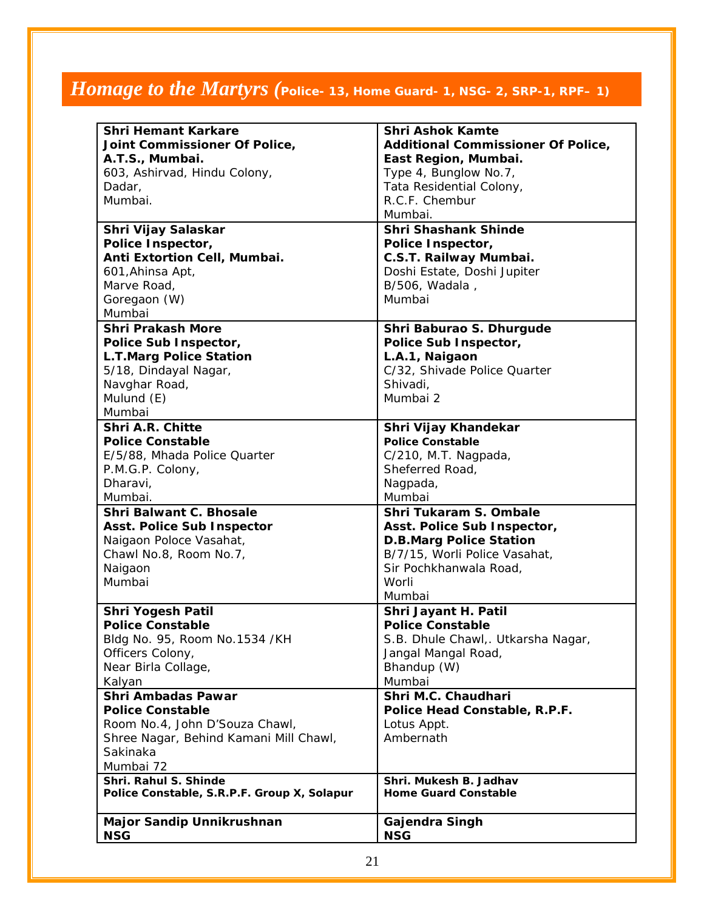# *Homage to the Martyrs* (Police- 13, Home Guard- 1, NSG- 2, SRP-1, RPF– 1)

| | |
|---|---|
| **Shri Hemant Karkare**<br>**Joint Commissioner Of Police,**<br>**A.T.S., Mumbai.**<br>603, Ashirvad, Hindu Colony,<br>Dadar,<br>Mumbai. | **Shri Ashok Kamte**<br>**Additional Commissioner Of Police,**<br>**East Region, Mumbai.**<br>Type 4, Bunglow No.7,<br>Tata Residential Colony,<br>R.C.F. Chembur<br>Mumbai. |
| **Shri Vijay Salaskar**<br>**Police Inspector,**<br>**Anti Extortion Cell, Mumbai.**<br>601,Ahinsa Apt,<br>Marve Road,<br>Goregaon (W)<br>Mumbai | **Shri Shashank Shinde**<br>**Police Inspector,**<br>**C.S.T. Railway Mumbai.**<br>Doshi Estate, Doshi Jupiter<br>B/506, Wadala ,<br>Mumbai |
| **Shri Prakash More**<br>**Police Sub Inspector,**<br>**L.T.Marg Police Station**<br>5/18, Dindayal Nagar,<br>Navghar Road,<br>Mulund (E)<br>Mumbai | **Shri Baburao S. Dhurgude**<br>**Police Sub Inspector,**<br>**L.A.1, Naigaon**<br>C/32, Shivade Police Quarter<br>Shivadi,<br>Mumbai 2 |
| **Shri A.R. Chitte**<br>**Police Constable**<br>E/5/88, Mhada Police Quarter<br>P.M.G.P. Colony,<br>Dharavi,<br>Mumbai. | **Shri Vijay Khandekar**<br>**Police Constable**<br>C/210, M.T. Nagpada,<br>Sheferred Road,<br>Nagpada,<br>Mumbai |
| **Shri Balwant C. Bhosale**<br>**Asst. Police Sub Inspector**<br>Naigaon Poloce Vasahat,<br>Chawl No.8, Room No.7,<br>Naigaon<br>Mumbai | **Shri Tukaram S. Ombale**<br>**Asst. Police Sub Inspector,**<br>**D.B.Marg Police Station**<br>B/7/15, Worli Police Vasahat,<br>Sir Pochkhanwala Road,<br>Worli<br>Mumbai |
| **Shri Yogesh Patil**<br>**Police Constable**<br>Bldg No. 95, Room No.1534 /KH<br>Officers Colony,<br>Near Birla Collage,<br>Kalyan | **Shri Jayant H. Patil**<br>**Police Constable**<br>S.B. Dhule Chawl,. Utkarsha Nagar,<br>Jangal Mangal Road,<br>Bhandup (W)<br>Mumbai |
| **Shri Ambadas Pawar**<br>**Police Constable**<br>Room No.4, John D'Souza Chawl,<br>Shree Nagar, Behind Kamani Mill Chawl,<br>Sakinaka<br>Mumbai 72 | **Shri M.C. Chaudhari**<br>**Police Head Constable, R.P.F.**<br>Lotus Appt.<br>Ambernath |
| **Shri. Rahul S. Shinde**<br>**Police Constable, S.R.P.F. Group X, Solapur** | **Shri. Mukesh B. Jadhav**<br>**Home Guard Constable** |
| **Major Sandip Unnikrushnan**<br>**NSG** | **Gajendra Singh**<br>**NSG** |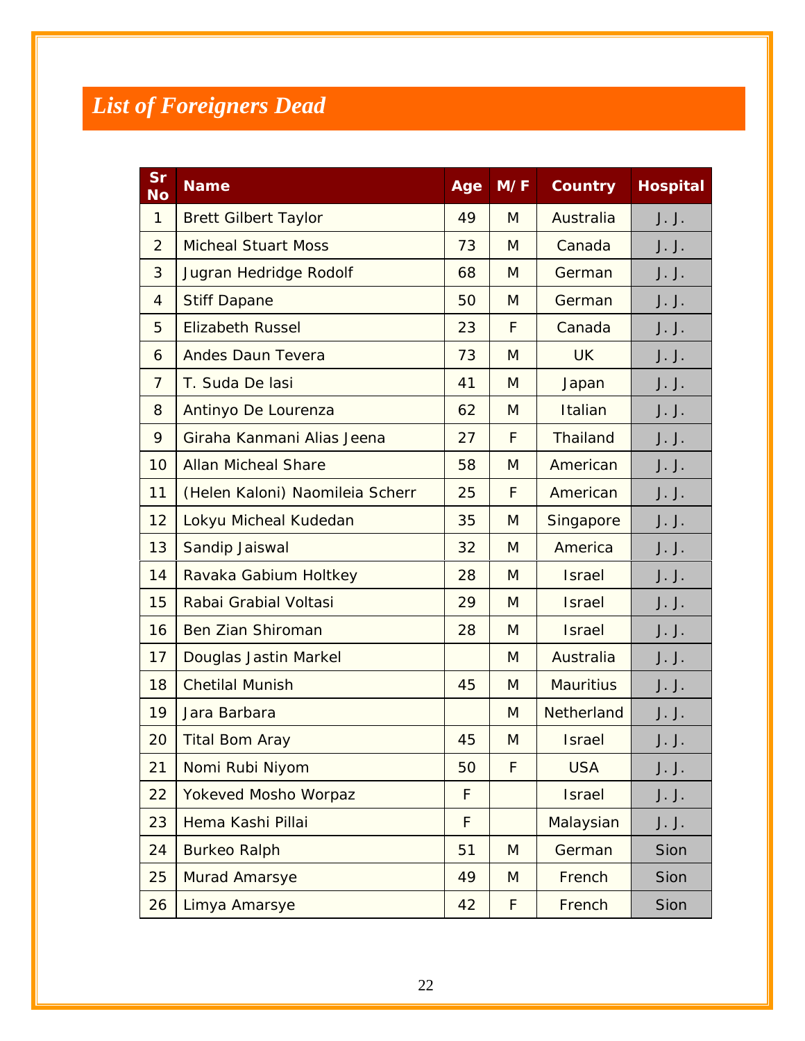## *List of Foreigners Dead*

| Sr No | Name | Age | M/F | Country | Hospital |
|---|---|---|---|---|---|
| 1 | Brett Gilbert Taylor | 49 | M | Australia | J. J. |
| 2 | Micheal Stuart Moss | 73 | M | Canada | J. J. |
| 3 | Jugran Hedridge Rodolf | 68 | M | German | J. J. |
| 4 | Stiff Dapane | 50 | M | German | J. J. |
| 5 | Elizabeth Russel | 23 | F | Canada | J. J. |
| 6 | Andes Daun Tevera | 73 | M | UK | J. J. |
| 7 | T. Suda De lasi | 41 | M | Japan | J. J. |
| 8 | Antinyo De Lourenza | 62 | M | Italian | J. J. |
| 9 | Giraha Kanmani Alias Jeena | 27 | F | Thailand | J. J. |
| 10 | Allan Micheal Share | 58 | M | American | J. J. |
| 11 | (Helen Kaloni) Naomileia Scherr | 25 | F | American | J. J. |
| 12 | Lokyu Micheal Kudedan | 35 | M | Singapore | J. J. |
| 13 | Sandip Jaiswal | 32 | M | America | J. J. |
| 14 | Ravaka Gabium Holtkey | 28 | M | Israel | J. J. |
| 15 | Rabai Grabial Voltasi | 29 | M | Israel | J. J. |
| 16 | Ben Zian Shiroman | 28 | M | Israel | J. J. |
| 17 | Douglas Jastin Markel | | M | Australia | J. J. |
| 18 | Chetilal Munish | 45 | M | Mauritius | J. J. |
| 19 | Jara Barbara | | M | Netherland | J. J. |
| 20 | Tital Bom Aray | 45 | M | Israel | J. J. |
| 21 | Nomi Rubi Niyom | 50 | F | USA | J. J. |
| 22 | Yokeved Mosho Worpaz | F | | Israel | J. J. |
| 23 | Hema Kashi Pillai | F | | Malaysian | J. J. |
| 24 | Burkeo Ralph | 51 | M | German | Sion |
| 25 | Murad Amarsye | 49 | M | French | Sion |
| 26 | Limya Amarsye | 42 | F | French | Sion |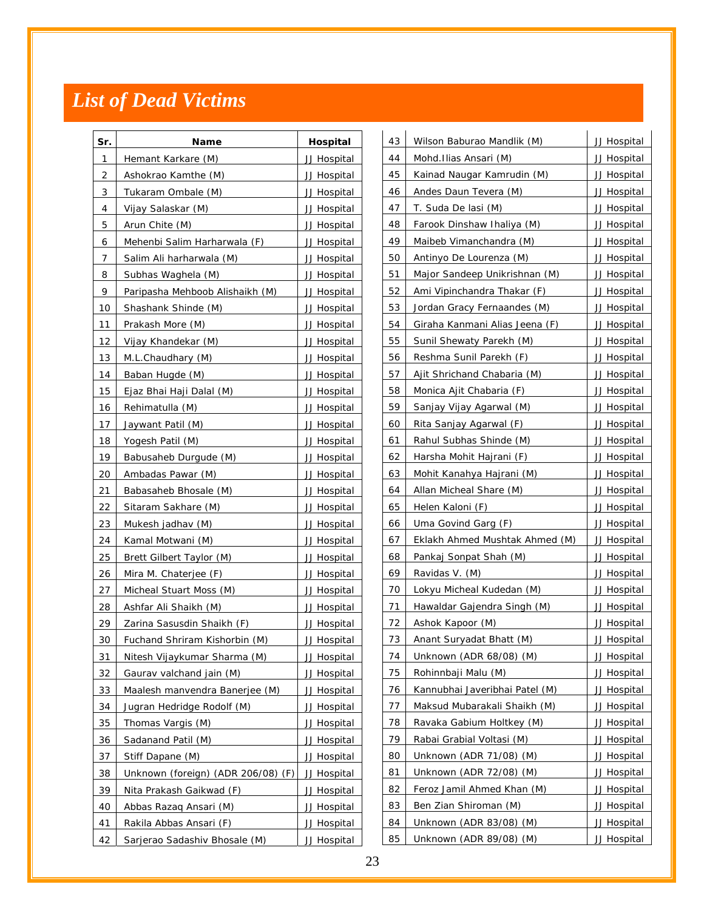## *List of Dead Victims*

| Sr. | Name | Hospital |
|---|---|---|
| 1 | Hemant Karkare (M) | JJ Hospital |
| 2 | Ashokrao Kamthe (M) | JJ Hospital |
| 3 | Tukaram Ombale (M) | JJ Hospital |
| 4 | Vijay Salaskar (M) | JJ Hospital |
| 5 | Arun Chite (M) | JJ Hospital |
| 6 | Mehenbi Salim Harharwala (F) | JJ Hospital |
| 7 | Salim Ali harharwala (M) | JJ Hospital |
| 8 | Subhas Waghela (M) | JJ Hospital |
| 9 | Paripasha Mehboob Alishaikh (M) | JJ Hospital |
| 10 | Shashank Shinde (M) | JJ Hospital |
| 11 | Prakash More (M) | JJ Hospital |
| 12 | Vijay Khandekar (M) | JJ Hospital |
| 13 | M.L.Chaudhary (M) | JJ Hospital |
| 14 | Baban Hugde (M) | JJ Hospital |
| 15 | Ejaz Bhai Haji Dalal (M) | JJ Hospital |
| 16 | Rehimatulla (M) | JJ Hospital |
| 17 | Jaywant Patil (M) | JJ Hospital |
| 18 | Yogesh Patil (M) | JJ Hospital |
| 19 | Babusaheb Durgude (M) | JJ Hospital |
| 20 | Ambadas Pawar (M) | JJ Hospital |
| 21 | Babasaheb Bhosale (M) | JJ Hospital |
| 22 | Sitaram Sakhare (M) | JJ Hospital |
| 23 | Mukesh jadhav (M) | JJ Hospital |
| 24 | Kamal Motwani (M) | JJ Hospital |
| 25 | Brett Gilbert Taylor (M) | JJ Hospital |
| 26 | Mira M. Chaterjee (F) | JJ Hospital |
| 27 | Micheal Stuart Moss (M) | JJ Hospital |
| 28 | Ashfar Ali Shaikh (M) | JJ Hospital |
| 29 | Zarina Sasusdin Shaikh (F) | JJ Hospital |
| 30 | Fuchand Shriram Kishorbin (M) | JJ Hospital |
| 31 | Nitesh Vijaykumar Sharma (M) | JJ Hospital |
| 32 | Gaurav valchand jain (M) | JJ Hospital |
| 33 | Maalesh manvendra Banerjee (M) | JJ Hospital |
| 34 | Jugran Hedridge Rodolf (M) | JJ Hospital |
| 35 | Thomas Vargis (M) | JJ Hospital |
| 36 | Sadanand Patil (M) | JJ Hospital |
| 37 | Stiff Dapane (M) | JJ Hospital |
| 38 | Unknown (foreign) (ADR 206/08) (F) | JJ Hospital |
| 39 | Nita Prakash Gaikwad (F) | JJ Hospital |
| 40 | Abbas Razaq Ansari (M) | JJ Hospital |
| 41 | Rakila Abbas Ansari (F) | JJ Hospital |
| 42 | Sarjerao Sadashiv Bhosale (M) | JJ Hospital |
| 43 | Wilson Baburao Mandlik (M) | JJ Hospital |
| 44 | Mohd.Ilias Ansari (M) | JJ Hospital |
| 45 | Kainad Naugar Kamrudin (M) | JJ Hospital |
| 46 | Andes Daun Tevera (M) | JJ Hospital |
| 47 | T. Suda De lasi (M) | JJ Hospital |
| 48 | Farook Dinshaw Ihaliya (M) | JJ Hospital |
| 49 | Maibeb Vimanchandra (M) | JJ Hospital |
| 50 | Antinyo De Lourenza (M) | JJ Hospital |
| 51 | Major Sandeep Unikrishnan (M) | JJ Hospital |
| 52 | Ami Vipinchandra Thakar (F) | JJ Hospital |
| 53 | Jordan Gracy Fernaandes (M) | JJ Hospital |
| 54 | Giraha Kanmani Alias Jeena (F) | JJ Hospital |
| 55 | Sunil Shewaty Parekh (M) | JJ Hospital |
| 56 | Reshma Sunil Parekh (F) | JJ Hospital |
| 57 | Ajit Shrichand Chabaria (M) | JJ Hospital |
| 58 | Monica Ajit Chabaria (F) | JJ Hospital |
| 59 | Sanjay Vijay Agarwal (M) | JJ Hospital |
| 60 | Rita Sanjay Agarwal (F) | JJ Hospital |
| 61 | Rahul Subhas Shinde (M) | JJ Hospital |
| 62 | Harsha Mohit Hajrani (F) | JJ Hospital |
| 63 | Mohit Kanahya Hajrani (M) | JJ Hospital |
| 64 | Allan Micheal Share (M) | JJ Hospital |
| 65 | Helen Kaloni (F) | JJ Hospital |
| 66 | Uma Govind Garg (F) | JJ Hospital |
| 67 | Eklakh Ahmed Mushtak Ahmed (M) | JJ Hospital |
| 68 | Pankaj Sonpat Shah (M) | JJ Hospital |
| 69 | Ravidas V. (M) | JJ Hospital |
| 70 | Lokyu Micheal Kudedan (M) | JJ Hospital |
| 71 | Hawaldar Gajendra Singh (M) | JJ Hospital |
| 72 | Ashok Kapoor (M) | JJ Hospital |
| 73 | Anant Suryadat Bhatt (M) | JJ Hospital |
| 74 | Unknown (ADR 68/08) (M) | JJ Hospital |
| 75 | Rohinnbaji Malu (M) | JJ Hospital |
| 76 | Kannubhai Javeribhai Patel (M) | JJ Hospital |
| 77 | Maksud Mubarakali Shaikh (M) | JJ Hospital |
| 78 | Ravaka Gabium Holtkey (M) | JJ Hospital |
| 79 | Rabai Grabial Voltasi (M) | JJ Hospital |
| 80 | Unknown (ADR 71/08) (M) | JJ Hospital |
| 81 | Unknown (ADR 72/08) (M) | JJ Hospital |
| 82 | Feroz Jamil Ahmed Khan (M) | JJ Hospital |
| 83 | Ben Zian Shiroman (M) | JJ Hospital |
| 84 | Unknown (ADR 83/08) (M) | JJ Hospital |
| 85 | Unknown (ADR 89/08) (M) | JJ Hospital |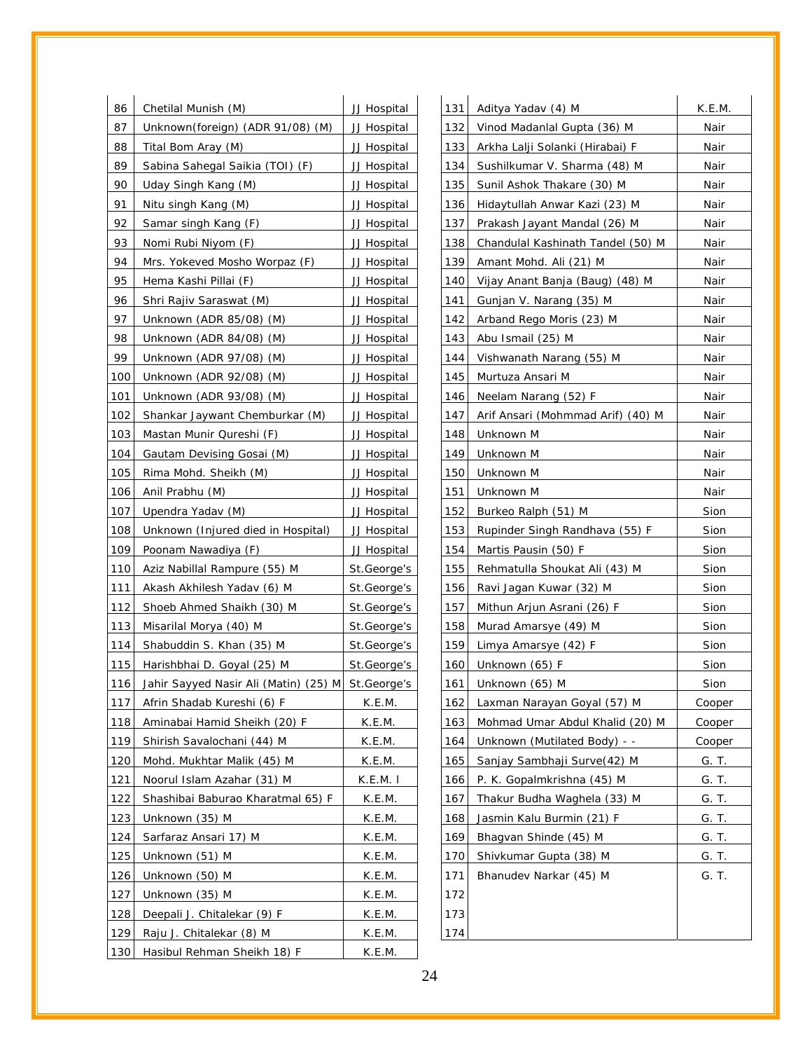| | | |
|---|---|---|
| 86 | Chetilal Munish (M) | JJ Hospital |
| 87 | Unknown(foreign) (ADR 91/08) (M) | JJ Hospital |
| 88 | Tital Bom Aray (M) | JJ Hospital |
| 89 | Sabina Sahegal Saikia (TOI) (F) | JJ Hospital |
| 90 | Uday Singh Kang (M) | JJ Hospital |
| 91 | Nitu singh Kang (M) | JJ Hospital |
| 92 | Samar singh Kang (F) | JJ Hospital |
| 93 | Nomi Rubi Niyom (F) | JJ Hospital |
| 94 | Mrs. Yokeved Mosho Worpaz (F) | JJ Hospital |
| 95 | Hema Kashi Pillai (F) | JJ Hospital |
| 96 | Shri Rajiv Saraswat (M) | JJ Hospital |
| 97 | Unknown (ADR 85/08) (M) | JJ Hospital |
| 98 | Unknown (ADR 84/08) (M) | JJ Hospital |
| 99 | Unknown (ADR 97/08) (M) | JJ Hospital |
| 100 | Unknown (ADR 92/08) (M) | JJ Hospital |
| 101 | Unknown (ADR 93/08) (M) | JJ Hospital |
| 102 | Shankar Jaywant Chemburkar (M) | JJ Hospital |
| 103 | Mastan Munir Qureshi (F) | JJ Hospital |
| 104 | Gautam Devising Gosai (M) | JJ Hospital |
| 105 | Rima Mohd. Sheikh (M) | JJ Hospital |
| 106 | Anil Prabhu (M) | JJ Hospital |
| 107 | Upendra Yadav (M) | JJ Hospital |
| 108 | Unknown (Injured died in Hospital) | JJ Hospital |
| 109 | Poonam Nawadiya (F) | JJ Hospital |
| 110 | Aziz Nabillal Rampure (55) M | St.George's |
| 111 | Akash Akhilesh Yadav (6) M | St.George's |
| 112 | Shoeb Ahmed Shaikh (30) M | St.George's |
| 113 | Misarilal Morya (40) M | St.George's |
| 114 | Shabuddin S. Khan (35) M | St.George's |
| 115 | Harishbhai D. Goyal (25) M | St.George's |
| 116 | Jahir Sayyed Nasir Ali (Matin) (25) M | St.George's |
| 117 | Afrin Shadab Kureshi (6) F | K.E.M. |
| 118 | Aminabai Hamid Sheikh (20) F | K.E.M. |
| 119 | Shirish Savalochani (44) M | K.E.M. |
| 120 | Mohd. Mukhtar Malik (45) M | K.E.M. |
| 121 | Noorul Islam Azahar (31) M | K.E.M. l |
| 122 | Shashibai Baburao Kharatmal 65) F | K.E.M. |
| 123 | Unknown (35) M | K.E.M. |
| 124 | Sarfaraz Ansari 17) M | K.E.M. |
| 125 | Unknown (51) M | K.E.M. |
| 126 | Unknown (50) M | K.E.M. |
| 127 | Unknown (35) M | K.E.M. |
| 128 | Deepali J. Chitalekar (9) F | K.E.M. |
| 129 | Raju J. Chitalekar (8) M | K.E.M. |
| 130 | Hasibul Rehman Sheikh 18) F | K.E.M. |
| 131 | Aditya Yadav (4) M | K.E.M. |
| 132 | Vinod Madanlal Gupta (36) M | Nair |
| 133 | Arkha Lalji Solanki (Hirabai) F | Nair |
| 134 | Sushilkumar V. Sharma (48) M | Nair |
| 135 | Sunil Ashok Thakare (30) M | Nair |
| 136 | Hidaytullah Anwar Kazi (23) M | Nair |
| 137 | Prakash Jayant Mandal (26) M | Nair |
| 138 | Chandulal Kashinath Tandel (50) M | Nair |
| 139 | Amant Mohd. Ali (21) M | Nair |
| 140 | Vijay Anant Banja (Baug) (48) M | Nair |
| 141 | Gunjan V. Narang (35) M | Nair |
| 142 | Arband Rego Moris (23) M | Nair |
| 143 | Abu Ismail (25) M | Nair |
| 144 | Vishwanath Narang (55) M | Nair |
| 145 | Murtuza Ansari M | Nair |
| 146 | Neelam Narang (52) F | Nair |
| 147 | Arif Ansari (Mohmmad Arif) (40) M | Nair |
| 148 | Unknown M | Nair |
| 149 | Unknown M | Nair |
| 150 | Unknown M | Nair |
| 151 | Unknown M | Nair |
| 152 | Burkeo Ralph (51) M | Sion |
| 153 | Rupinder Singh Randhava (55) F | Sion |
| 154 | Martis Pausin (50) F | Sion |
| 155 | Rehmatulla Shoukat Ali (43) M | Sion |
| 156 | Ravi Jagan Kuwar (32) M | Sion |
| 157 | Mithun Arjun Asrani (26) F | Sion |
| 158 | Murad Amarsye (49) M | Sion |
| 159 | Limya Amarsye (42) F | Sion |
| 160 | Unknown (65) F | Sion |
| 161 | Unknown (65) M | Sion |
| 162 | Laxman Narayan Goyal (57) M | Cooper |
| 163 | Mohmad Umar Abdul Khalid (20) M | Cooper |
| 164 | Unknown (Mutilated Body) - - | Cooper |
| 165 | Sanjay Sambhaji Surve(42) M | G. T. |
| 166 | P. K. Gopalmkrishna (45) M | G. T. |
| 167 | Thakur Budha Waghela (33) M | G. T. |
| 168 | Jasmin Kalu Burmin (21) F | G. T. |
| 169 | Bhagvan Shinde (45) M | G. T. |
| 170 | Shivkumar Gupta (38) M | G. T. |
| 171 | Bhanudev Narkar (45) M | G. T. |
| 172 | | |
| 173 | | |
| 174 | | |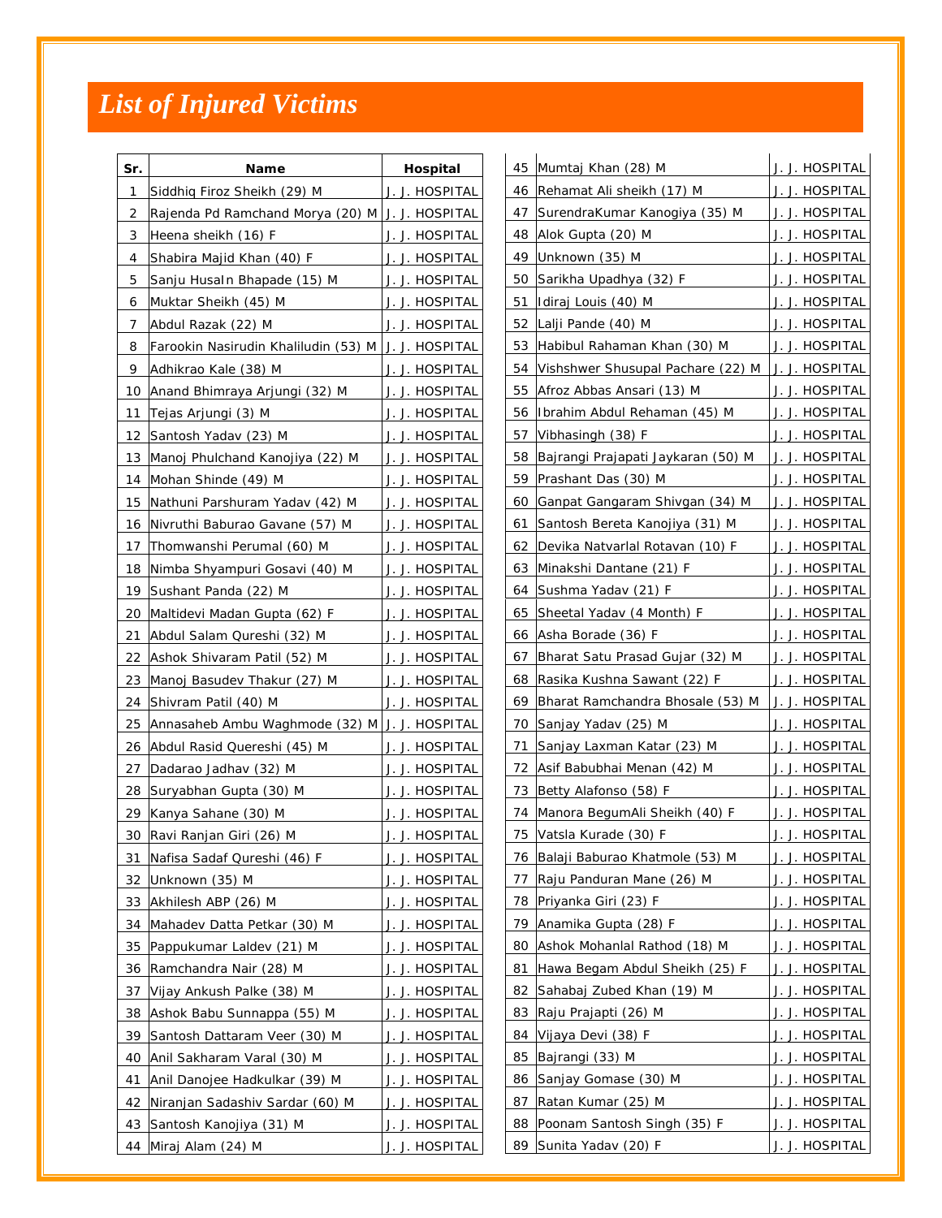# *List of Injured Victims*

| Sr. | Name | Hospital |
|---|---|---|
| 1 | Siddhiq Firoz Sheikh (29) M | J. J. HOSPITAL |
| 2 | Rajenda Pd Ramchand Morya (20) M | J. J. HOSPITAL |
| 3 | Heena sheikh (16) F | J. J. HOSPITAL |
| 4 | Shabira Majid Khan (40) F | J. J. HOSPITAL |
| 5 | Sanju HusaIn Bhapade (15) M | J. J. HOSPITAL |
| 6 | Muktar Sheikh (45) M | J. J. HOSPITAL |
| 7 | Abdul Razak (22) M | J. J. HOSPITAL |
| 8 | Farookin Nasirudin Khaliludin (53) M | J. J. HOSPITAL |
| 9 | Adhikrao Kale (38) M | J. J. HOSPITAL |
| 10 | Anand Bhimraya Arjungi (32) M | J. J. HOSPITAL |
| 11 | Tejas Arjungi (3) M | J. J. HOSPITAL |
| 12 | Santosh Yadav (23) M | J. J. HOSPITAL |
| 13 | Manoj Phulchand Kanojiya (22) M | J. J. HOSPITAL |
| 14 | Mohan Shinde (49) M | J. J. HOSPITAL |
| 15 | Nathuni Parshuram Yadav (42) M | J. J. HOSPITAL |
| 16 | Nivruthi Baburao Gavane (57) M | J. J. HOSPITAL |
| 17 | Thomwanshi Perumal (60) M | J. J. HOSPITAL |
| 18 | Nimba Shyampuri Gosavi (40) M | J. J. HOSPITAL |
| 19 | Sushant Panda (22) M | J. J. HOSPITAL |
| 20 | Maltidevi Madan Gupta (62) F | J. J. HOSPITAL |
| 21 | Abdul Salam Qureshi (32) M | J. J. HOSPITAL |
| 22 | Ashok Shivaram Patil (52) M | J. J. HOSPITAL |
| 23 | Manoj Basudev Thakur (27) M | J. J. HOSPITAL |
| 24 | Shivram Patil (40) M | J. J. HOSPITAL |
| 25 | Annasaheb Ambu Waghmode (32) M | J. J. HOSPITAL |
| 26 | Abdul Rasid Quereshi (45) M | J. J. HOSPITAL |
| 27 | Dadarao Jadhav (32) M | J. J. HOSPITAL |
| 28 | Suryabhan Gupta (30) M | J. J. HOSPITAL |
| 29 | Kanya Sahane (30) M | J. J. HOSPITAL |
| 30 | Ravi Ranjan Giri (26) M | J. J. HOSPITAL |
| 31 | Nafisa Sadaf Qureshi (46) F | J. J. HOSPITAL |
| 32 | Unknown (35) M | J. J. HOSPITAL |
| 33 | Akhilesh ABP (26) M | J. J. HOSPITAL |
| 34 | Mahadev Datta Petkar (30) M | J. J. HOSPITAL |
| 35 | Pappukumar Laldev (21) M | J. J. HOSPITAL |
| 36 | Ramchandra Nair (28) M | J. J. HOSPITAL |
| 37 | Vijay Ankush Palke (38) M | J. J. HOSPITAL |
| 38 | Ashok Babu Sunnappa (55) M | J. J. HOSPITAL |
| 39 | Santosh Dattaram Veer (30) M | J. J. HOSPITAL |
| 40 | Anil Sakharam Varal (30) M | J. J. HOSPITAL |
| 41 | Anil Danojee Hadkulkar (39) M | J. J. HOSPITAL |
| 42 | Niranjan Sadashiv Sardar (60) M | J. J. HOSPITAL |
| 43 | Santosh Kanojiya (31) M | J. J. HOSPITAL |
| 44 | Miraj Alam (24) M | J. J. HOSPITAL |
| 45 | Mumtaj Khan (28) M | J. J. HOSPITAL |
| 46 | Rehamat Ali sheikh (17) M | J. J. HOSPITAL |
| 47 | SurendraKumar Kanogiya (35) M | J. J. HOSPITAL |
| 48 | Alok Gupta (20) M | J. J. HOSPITAL |
| 49 | Unknown (35) M | J. J. HOSPITAL |
| 50 | Sarikha Upadhya (32) F | J. J. HOSPITAL |
| 51 | Idiraj Louis (40) M | J. J. HOSPITAL |
| 52 | Lalji Pande (40) M | J. J. HOSPITAL |
| 53 | Habibul Rahaman Khan (30) M | J. J. HOSPITAL |
| 54 | Vishshwer Shusupal Pachare (22) M | J. J. HOSPITAL |
| 55 | Afroz Abbas Ansari (13) M | J. J. HOSPITAL |
| 56 | Ibrahim Abdul Rehaman (45) M | J. J. HOSPITAL |
| 57 | Vibhasingh (38) F | J. J. HOSPITAL |
| 58 | Bajrangi Prajapati Jaykaran (50) M | J. J. HOSPITAL |
| 59 | Prashant Das (30) M | J. J. HOSPITAL |
| 60 | Ganpat Gangaram Shivgan (34) M | J. J. HOSPITAL |
| 61 | Santosh Bereta Kanojiya (31) M | J. J. HOSPITAL |
| 62 | Devika Natvarlal Rotavan (10) F | J. J. HOSPITAL |
| 63 | Minakshi Dantane (21) F | J. J. HOSPITAL |
| 64 | Sushma Yadav (21) F | J. J. HOSPITAL |
| 65 | Sheetal Yadav (4 Month) F | J. J. HOSPITAL |
| 66 | Asha Borade (36) F | J. J. HOSPITAL |
| 67 | Bharat Satu Prasad Gujar (32) M | J. J. HOSPITAL |
| 68 | Rasika Kushna Sawant (22) F | J. J. HOSPITAL |
| 69 | Bharat Ramchandra Bhosale (53) M | J. J. HOSPITAL |
| 70 | Sanjay Yadav (25) M | J. J. HOSPITAL |
| 71 | Sanjay Laxman Katar (23) M | J. J. HOSPITAL |
| 72 | Asif Babubhai Menan (42) M | J. J. HOSPITAL |
| 73 | Betty Alafonso (58) F | J. J. HOSPITAL |
| 74 | Manora BegumAli Sheikh (40) F | J. J. HOSPITAL |
| 75 | Vatsla Kurade (30) F | J. J. HOSPITAL |
| 76 | Balaji Baburao Khatmole (53) M | J. J. HOSPITAL |
| 77 | Raju Panduran Mane (26) M | J. J. HOSPITAL |
| 78 | Priyanka Giri (23) F | J. J. HOSPITAL |
| 79 | Anamika Gupta (28) F | J. J. HOSPITAL |
| 80 | Ashok Mohanlal Rathod (18) M | J. J. HOSPITAL |
| 81 | Hawa Begam Abdul Sheikh (25) F | J. J. HOSPITAL |
| 82 | Sahabaj Zubed Khan (19) M | J. J. HOSPITAL |
| 83 | Raju Prajapti (26) M | J. J. HOSPITAL |
| 84 | Vijaya Devi (38) F | J. J. HOSPITAL |
| 85 | Bajrangi (33) M | J. J. HOSPITAL |
| 86 | Sanjay Gomase (30) M | J. J. HOSPITAL |
| 87 | Ratan Kumar (25) M | J. J. HOSPITAL |
| 88 | Poonam Santosh Singh (35) F | J. J. HOSPITAL |
| 89 | Sunita Yadav (20) F | J. J. HOSPITAL |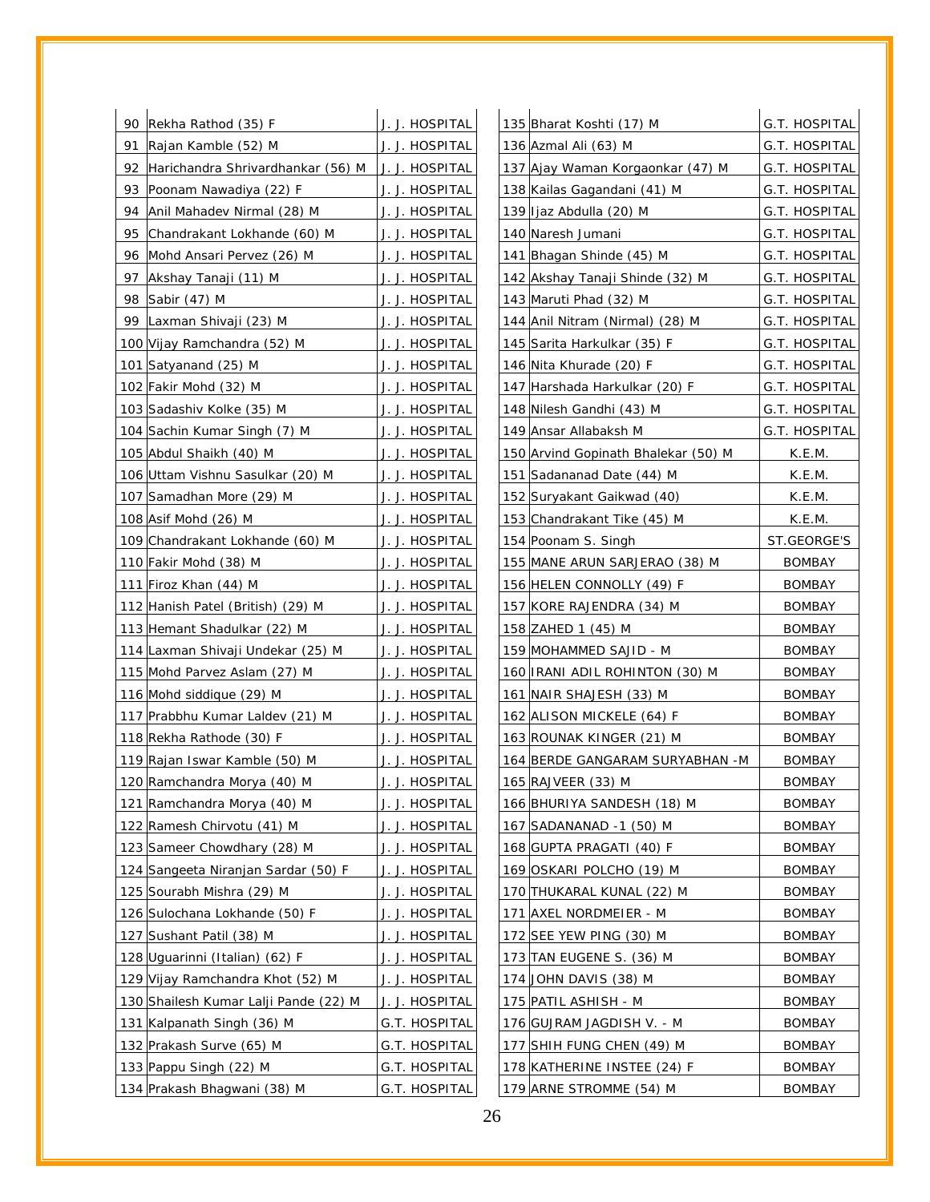| No. | Name | Hospital |
|---|---|---|
| 90 | Rekha Rathod (35) F | J. J. HOSPITAL |
| 91 | Rajan Kamble (52) M | J. J. HOSPITAL |
| 92 | Harichandra Shrivardhankar (56) M | J. J. HOSPITAL |
| 93 | Poonam Nawadiya (22) F | J. J. HOSPITAL |
| 94 | Anil Mahadev Nirmal (28) M | J. J. HOSPITAL |
| 95 | Chandrakant Lokhande (60) M | J. J. HOSPITAL |
| 96 | Mohd Ansari Pervez (26) M | J. J. HOSPITAL |
| 97 | Akshay Tanaji (11) M | J. J. HOSPITAL |
| 98 | Sabir (47) M | J. J. HOSPITAL |
| 99 | Laxman Shivaji (23) M | J. J. HOSPITAL |
| 100 | Vijay Ramchandra (52) M | J. J. HOSPITAL |
| 101 | Satyanand (25) M | J. J. HOSPITAL |
| 102 | Fakir Mohd (32) M | J. J. HOSPITAL |
| 103 | Sadashiv Kolke (35) M | J. J. HOSPITAL |
| 104 | Sachin Kumar Singh (7) M | J. J. HOSPITAL |
| 105 | Abdul Shaikh (40) M | J. J. HOSPITAL |
| 106 | Uttam Vishnu Sasulkar (20) M | J. J. HOSPITAL |
| 107 | Samadhan More (29) M | J. J. HOSPITAL |
| 108 | Asif Mohd (26) M | J. J. HOSPITAL |
| 109 | Chandrakant Lokhande (60) M | J. J. HOSPITAL |
| 110 | Fakir Mohd (38) M | J. J. HOSPITAL |
| 111 | Firoz Khan (44) M | J. J. HOSPITAL |
| 112 | Hanish Patel (British) (29) M | J. J. HOSPITAL |
| 113 | Hemant Shadulkar (22) M | J. J. HOSPITAL |
| 114 | Laxman Shivaji Undekar (25) M | J. J. HOSPITAL |
| 115 | Mohd Parvez Aslam (27) M | J. J. HOSPITAL |
| 116 | Mohd siddique (29) M | J. J. HOSPITAL |
| 117 | Prabbhu Kumar Laldev (21) M | J. J. HOSPITAL |
| 118 | Rekha Rathode (30) F | J. J. HOSPITAL |
| 119 | Rajan Iswar Kamble (50) M | J. J. HOSPITAL |
| 120 | Ramchandra Morya (40) M | J. J. HOSPITAL |
| 121 | Ramchandra Morya (40) M | J. J. HOSPITAL |
| 122 | Ramesh Chirvotu (41) M | J. J. HOSPITAL |
| 123 | Sameer Chowdhary (28) M | J. J. HOSPITAL |
| 124 | Sangeeta Niranjan Sardar (50) F | J. J. HOSPITAL |
| 125 | Sourabh Mishra (29) M | J. J. HOSPITAL |
| 126 | Sulochana Lokhande (50) F | J. J. HOSPITAL |
| 127 | Sushant Patil (38) M | J. J. HOSPITAL |
| 128 | Uguarinni (Italian) (62) F | J. J. HOSPITAL |
| 129 | Vijay Ramchandra Khot (52) M | J. J. HOSPITAL |
| 130 | Shailesh Kumar Lalji Pande (22) M | J. J. HOSPITAL |
| 131 | Kalpanath Singh (36) M | G.T. HOSPITAL |
| 132 | Prakash Surve (65) M | G.T. HOSPITAL |
| 133 | Pappu Singh (22) M | G.T. HOSPITAL |
| 134 | Prakash Bhagwani (38) M | G.T. HOSPITAL |
| 135 | Bharat Koshti (17) M | G.T. HOSPITAL |
| 136 | Azmal Ali (63) M | G.T. HOSPITAL |
| 137 | Ajay Waman Korgaonkar (47) M | G.T. HOSPITAL |
| 138 | Kailas Gagandani (41) M | G.T. HOSPITAL |
| 139 | Ijaz Abdulla (20) M | G.T. HOSPITAL |
| 140 | Naresh Jumani | G.T. HOSPITAL |
| 141 | Bhagan Shinde (45) M | G.T. HOSPITAL |
| 142 | Akshay Tanaji Shinde (32) M | G.T. HOSPITAL |
| 143 | Maruti Phad (32) M | G.T. HOSPITAL |
| 144 | Anil Nitram (Nirmal) (28) M | G.T. HOSPITAL |
| 145 | Sarita Harkulkar (35) F | G.T. HOSPITAL |
| 146 | Nita Khurade (20) F | G.T. HOSPITAL |
| 147 | Harshada Harkulkar (20) F | G.T. HOSPITAL |
| 148 | Nilesh Gandhi (43) M | G.T. HOSPITAL |
| 149 | Ansar Allabaksh M | G.T. HOSPITAL |
| 150 | Arvind Gopinath Bhalekar (50) M | K.E.M. |
| 151 | Sadananad Date (44) M | K.E.M. |
| 152 | Suryakant Gaikwad (40) | K.E.M. |
| 153 | Chandrakant Tike (45) M | K.E.M. |
| 154 | Poonam S. Singh | ST.GEORGE'S |
| 155 | MANE ARUN SARJERAO (38) M | BOMBAY |
| 156 | HELEN CONNOLLY (49) F | BOMBAY |
| 157 | KORE RAJENDRA (34) M | BOMBAY |
| 158 | ZAHED 1 (45) M | BOMBAY |
| 159 | MOHAMMED SAJID - M | BOMBAY |
| 160 | IRANI ADIL ROHINTON (30) M | BOMBAY |
| 161 | NAIR SHAJESH (33) M | BOMBAY |
| 162 | ALISON MICKELE (64) F | BOMBAY |
| 163 | ROUNAK KINGER (21) M | BOMBAY |
| 164 | BERDE GANGARAM SURYABHAN -M | BOMBAY |
| 165 | RAJVEER (33) M | BOMBAY |
| 166 | BHURIYA SANDESH (18) M | BOMBAY |
| 167 | SADANANAD -1 (50) M | BOMBAY |
| 168 | GUPTA PRAGATI (40) F | BOMBAY |
| 169 | OSKARI POLCHO (19) M | BOMBAY |
| 170 | THUKARAL KUNAL (22) M | BOMBAY |
| 171 | AXEL NORDMEIER - M | BOMBAY |
| 172 | SEE YEW PING (30) M | BOMBAY |
| 173 | TAN EUGENE S. (36) M | BOMBAY |
| 174 | JOHN DAVIS (38) M | BOMBAY |
| 175 | PATIL ASHISH - M | BOMBAY |
| 176 | GUJRAM JAGDISH V. - M | BOMBAY |
| 177 | SHIH FUNG CHEN (49) M | BOMBAY |
| 178 | KATHERINE INSTEE (24) F | BOMBAY |
| 179 | ARNE STROMME (54) M | BOMBAY |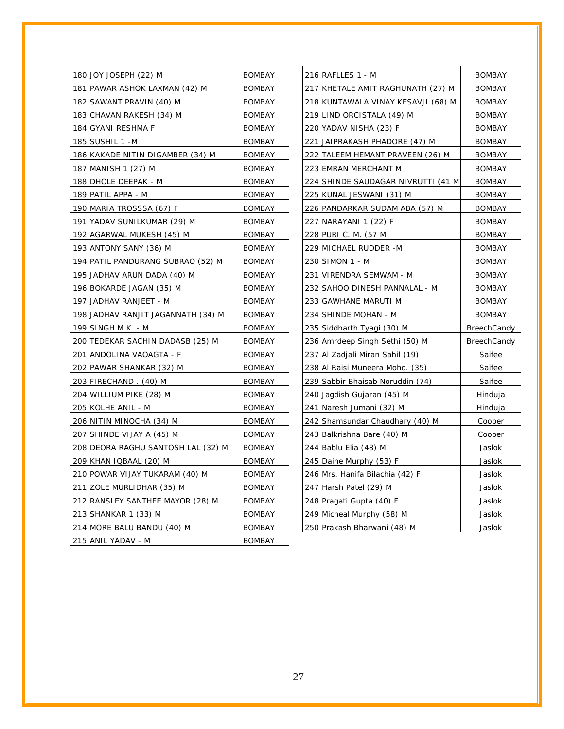| | | |
|---|---|---|
| 180 | JOY JOSEPH (22) M | BOMBAY |
| 181 | PAWAR ASHOK LAXMAN (42) M | BOMBAY |
| 182 | SAWANT PRAVIN (40) M | BOMBAY |
| 183 | CHAVAN RAKESH (34) M | BOMBAY |
| 184 | GYANI RESHMA F | BOMBAY |
| 185 | SUSHIL 1 -M | BOMBAY |
| 186 | KAKADE NITIN DIGAMBER (34) M | BOMBAY |
| 187 | MANISH 1 (27) M | BOMBAY |
| 188 | DHOLE DEEPAK - M | BOMBAY |
| 189 | PATIL APPA - M | BOMBAY |
| 190 | MARIA TROSSSA (67) F | BOMBAY |
| 191 | YADAV SUNILKUMAR (29) M | BOMBAY |
| 192 | AGARWAL MUKESH (45) M | BOMBAY |
| 193 | ANTONY SANY (36) M | BOMBAY |
| 194 | PATIL PANDURANG SUBRAO (52) M | BOMBAY |
| 195 | JADHAV ARUN DADA (40) M | BOMBAY |
| 196 | BOKARDE JAGAN (35) M | BOMBAY |
| 197 | JADHAV RANJEET - M | BOMBAY |
| 198 | JADHAV RANJIT JAGANNATH (34) M | BOMBAY |
| 199 | SINGH M.K. - M | BOMBAY |
| 200 | TEDEKAR SACHIN DADASB (25) M | BOMBAY |
| 201 | ANDOLINA VAOAGTA - F | BOMBAY |
| 202 | PAWAR SHANKAR (32) M | BOMBAY |
| 203 | FIRECHAND . (40) M | BOMBAY |
| 204 | WILLIUM PIKE (28) M | BOMBAY |
| 205 | KOLHE ANIL - M | BOMBAY |
| 206 | NITIN MINOCHA (34) M | BOMBAY |
| 207 | SHINDE VIJAY A (45) M | BOMBAY |
| 208 | DEORA RAGHU SANTOSH LAL (32) M | BOMBAY |
| 209 | KHAN IQBAAL (20) M | BOMBAY |
| 210 | POWAR VIJAY TUKARAM (40) M | BOMBAY |
| 211 | ZOLE MURLIDHAR (35) M | BOMBAY |
| 212 | RANSLEY SANTHEE MAYOR (28) M | BOMBAY |
| 213 | SHANKAR 1 (33) M | BOMBAY |
| 214 | MORE BALU BANDU (40) M | BOMBAY |
| 215 | ANIL YADAV - M | BOMBAY |
| 216 | RAFFLES 1 - M | BOMBAY |
| 217 | KHETALE AMIT RAGHUNATH (27) M | BOMBAY |
| 218 | KUNTAWALA VINAY KESAVJI (68) M | BOMBAY |
| 219 | LIND ORCISTALA (49) M | BOMBAY |
| 220 | YADAV NISHA (23) F | BOMBAY |
| 221 | JAIPRAKASH PHADORE (47) M | BOMBAY |
| 222 | TALEEM HEMANT PRAVEEN (26) M | BOMBAY |
| 223 | EMRAN MERCHANT M | BOMBAY |
| 224 | SHINDE SAUDAGAR NIVRUTTI (41 M | BOMBAY |
| 225 | KUNAL JESWANI (31) M | BOMBAY |
| 226 | PANDARKAR SUDAM ABA (57) M | BOMBAY |
| 227 | NARAYANI 1 (22) F | BOMBAY |
| 228 | PURI C. M. (57 M | BOMBAY |
| 229 | MICHAEL RUDDER -M | BOMBAY |
| 230 | SIMON 1 - M | BOMBAY |
| 231 | VIRENDRA SEMWAM - M | BOMBAY |
| 232 | SAHOO DINESH PANNALAL - M | BOMBAY |
| 233 | GAWHANE MARUTI M | BOMBAY |
| 234 | SHINDE MOHAN - M | BOMBAY |
| 235 | Siddharth Tyagi (30) M | BreechCandy |
| 236 | Amrdeep Singh Sethi (50) M | BreechCandy |
| 237 | Al Zadjali Miran Sahil (19) | Saifee |
| 238 | Al Raisi Muneera Mohd. (35) | Saifee |
| 239 | Sabbir Bhaisab Noruddin (74) | Saifee |
| 240 | Jagdish Gujaran (45) M | Hinduja |
| 241 | Naresh Jumani (32) M | Hinduja |
| 242 | Shamsundar Chaudhary (40) M | Cooper |
| 243 | Balkrishna Bare (40) M | Cooper |
| 244 | Bablu Elia (48) M | Jaslok |
| 245 | Daine Murphy (53) F | Jaslok |
| 246 | Mrs. Hanifa Bilachia (42) F | Jaslok |
| 247 | Harsh Patel (29) M | Jaslok |
| 248 | Pragati Gupta (40) F | Jaslok |
| 249 | Micheal Murphy (58) M | Jaslok |
| 250 | Prakash Bharwani (48) M | Jaslok |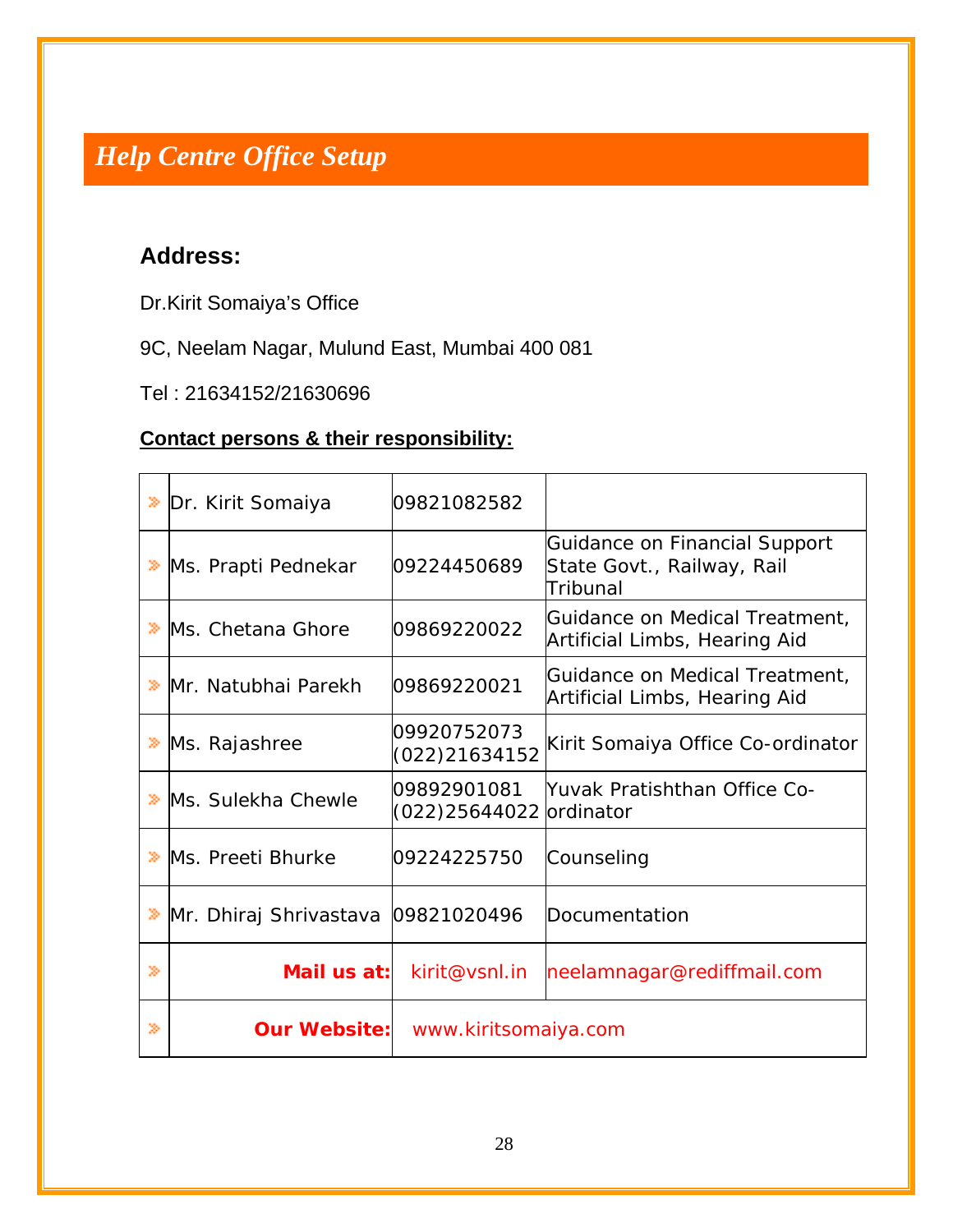## Help Centre Office Setup

**Address:**

Dr.Kirit Somaiya's Office

9C, Neelam Nagar, Mulund East, Mumbai 400 081

Tel : 21634152/21630696

**Contact persons & their responsibility:**

| | | | |
|---|---|---|---|
| » | Dr. Kirit Somaiya | 09821082582 | |
| » | Ms. Prapti Pednekar | 09224450689 | Guidance on Financial Support State Govt., Railway, Rail Tribunal |
| » | Ms. Chetana Ghore | 09869220022 | Guidance on Medical Treatment, Artificial Limbs, Hearing Aid |
| » | Mr. Natubhai Parekh | 09869220021 | Guidance on Medical Treatment, Artificial Limbs, Hearing Aid |
| » | Ms. Rajashree | 09920752073 (022)21634152 | Kirit Somaiya Office Co-ordinator |
| » | Ms. Sulekha Chewle | 09892901081 (022)25644022 | Yuvak Pratishthan Office Co-ordinator |
| » | Ms. Preeti Bhurke | 09224225750 | Counseling |
| » | Mr. Dhiraj Shrivastava | 09821020496 | Documentation |
| » | **Mail us at:** | kirit@vsnl.in | neelamnagar@rediffmail.com |
| » | **Our Website:** | www.kiritsomaiya.com | |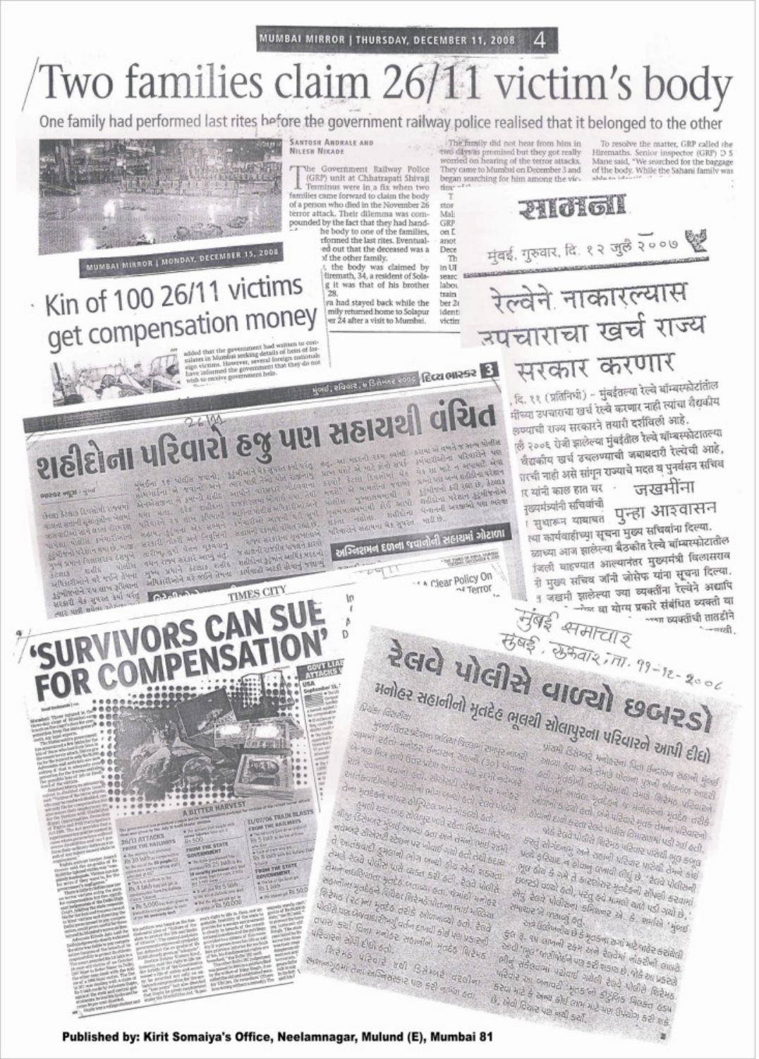MUMBAI MIRROR | THURSDAY, DECEMBER 11, 2008

# Two families claim 26/11 victim's body

One family had performed last rites before the government railway police realised that it belonged to the other

SANTOSH ANDRALE AND NILESH NIKADE

The Government Railway Police (GRP) unit at Chhatrapati Shivaji Terminus were in a fix when two families came forward to claim the body of a person who died in the November 26 terror attack. Their dilemma was compounded by the fact that they had handed the body to one of the families, ...rformed the last rites. Eventual... ...ed out that the deceased was a ...f the other family. ..., the body was claimed by ...iremath, 34, a resident of Sola... ...g it was that of his brother ...28. ...ra had stayed back while the ...mily returned home to Solapur ...er 24 after a visit to Mumbai.

The family did not hear from him in two days as promised but they got really worried on hearing of the terror attacks. They came to Mumbai on December 3 and began searching for him among the vic...

To resolve the matter, GRP called the Hiremaths. Senior inspector (GRP) D S Mane said, "We searched for the baggage of the body. While the Sahani family was ...

MUMBAI MIRROR | MONDAY, DECEMBER 15, 2008

## Kin of 100 26/11 victims get compensation money

...added that the government had written to consulates in Mumbai seeking details of heirs of foreign victims. However, several foreign nationals have informed the government that they do not wish to receive government help.

सामना

मुंबई, गुरुवार, दि. १२ जुलै २००७

## रेल्वेने नाकारल्यास उपचाराचा खर्च राज्य सरकार करणार

...दि. ११ (प्रतिनिधी) - मुंबईतल्या रेल्वे बॉम्बस्फोटांतील ...मींच्या उपचाराचा खर्च रेल्वे करणार नाही त्यांचा वैद्यकीय ...ल्याची राज्य सरकारने तयारी दर्शविली आहे. ...ै २००६ रोजी झालेल्या मुंबईतील रेल्वे बॉम्बस्फोटातल्या ...वैद्यकीय खर्च उचलण्याची जबाबदारी रेल्वेची आहे, ...ारची नाही असे सांगून राज्याचे मदत व पुनर्वसन सचिव ...र यांनी काल हात वर ...

### जखमींना पुन्हा आश्वासन

...ुख्यमंत्र्यांनी सचिवांची ... सुधारून याबाबत ...त्या कार्यवाहीच्या सूचना मुख्य सचिवांना दिल्या. ...ळाच्या आज झालेल्या बैठकीत रेल्वे बॉम्बस्फोटातील ...जिली वाहण्यात आल्यानंतर मुख्यमंत्री विलासराव ...ी मुख्य सचिव जॉनी जोसेफ यांना सूचना दिल्या. ...त जखमी झालेल्या ज्या व्यक्तींना रेल्वेने अद्यापि ...या योग्य प्रकारे संबंधित व्यक्ती या ...व्यक्तींची तातडीने ...

મુંબઈ, રવિવાર, ૭ ડિસેમ્બર ૨૦૦૮ દિવ્ય ભાસ્કર

## શહીદોના પરિવારો હજુ પણ સહાયથી વંચિત

ભાસ્કર ન્યૂઝ | મુંબઈ

### અગ્નિશમન દળના જવાનોની સહાયમાં ગોટાળા

TIMES CITY

## 'SURVIVORS CAN SUE FOR COMPENSATION'

A BETTER HARVEST

26/11 ATTACKS

11/07/06 TRAIN BLASTS

FROM THE RAILWAYS

FROM THE STATE GOVERNMENT

...Clear Policy On ...of Terror

મુંબઈ સમાચાર

મુંબઈ, શુક્રવાર, તા. ૧૧-૧૨-૨૦૦૮

## રેલવે પોલીસે વાળ્યો છબરડો

### મનોહર સહાનીનો મૃતદેહ ભૂલથી સોલાપુરના પરિવારને આપી દીધો

પ્રિયંકા વિશ્રીયા

Published by: Kirit Somaiya's Office, Neelamnagar, Mulund (E), Mumbai 81